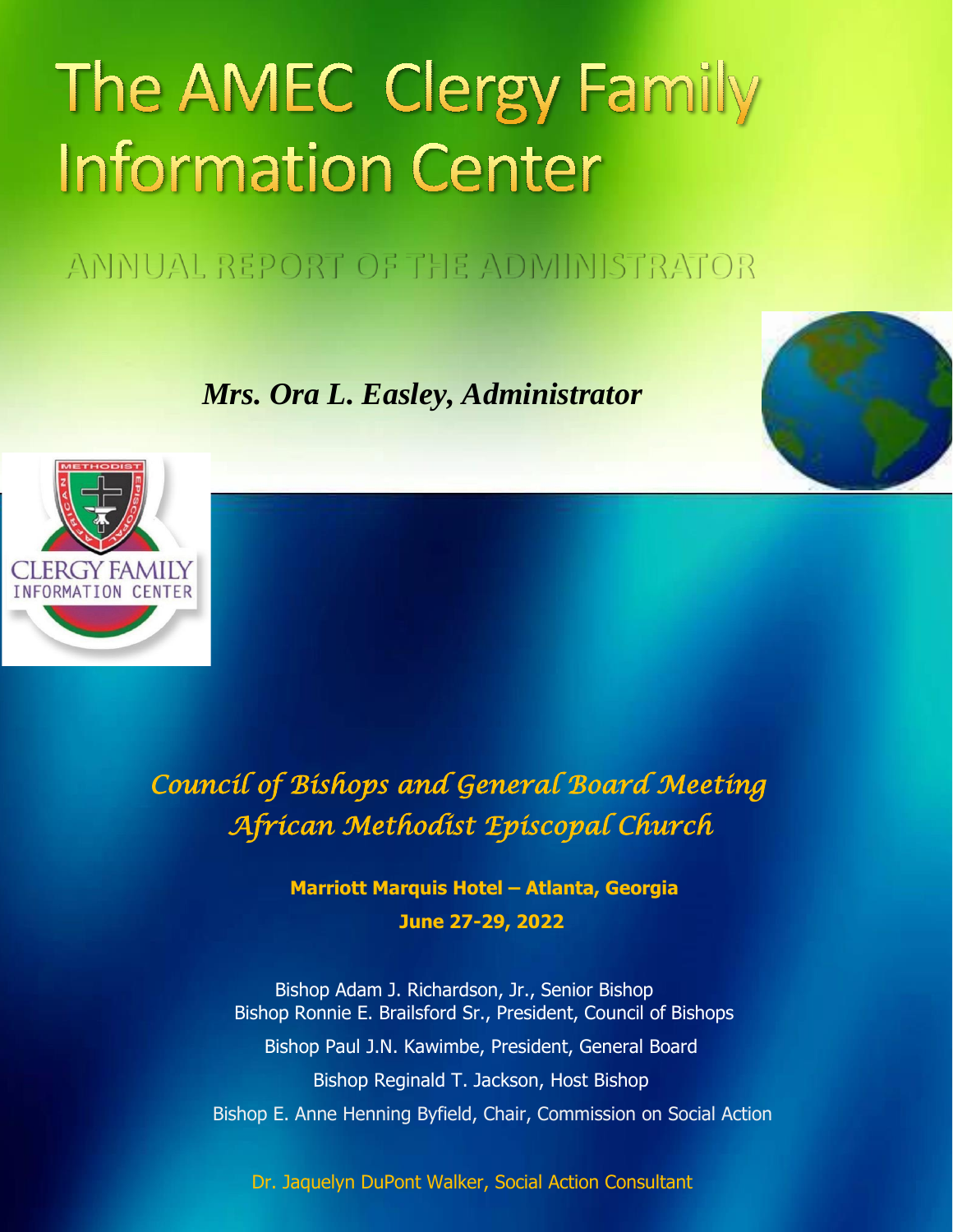# The AMEC Clergy Family Information Center

## ANNUAL REPORT OF THE ADMINISTRATOR

***Mrs. Ora L. Easley, Administrator***

*Council of Bishops and General Board Meeting*
*African Methodist Episcopal Church*

**Marriott Marquis Hotel – Atlanta, Georgia**
**June 27-29, 2022**

Bishop Adam J. Richardson, Jr., Senior Bishop
Bishop Ronnie E. Brailsford Sr., President, Council of Bishops
Bishop Paul J.N. Kawimbe, President, General Board
Bishop Reginald T. Jackson, Host Bishop
Bishop E. Anne Henning Byfield, Chair, Commission on Social Action

Dr. Jaquelyn DuPont Walker, Social Action Consultant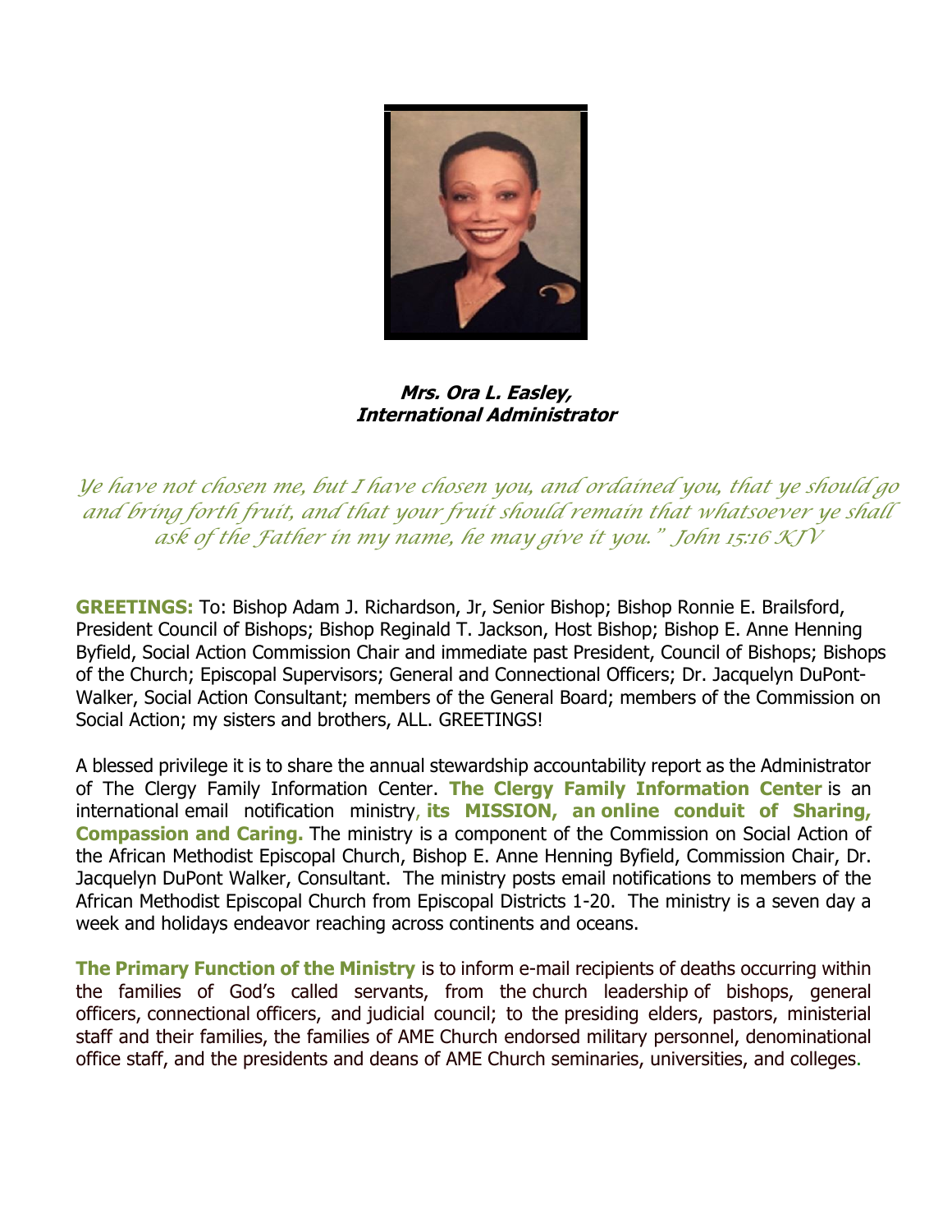***Mrs. Ora L. Easley,***
***International Administrator***

*Ye have not chosen me, but I have chosen you, and ordained you, that ye should go and bring forth fruit, and that your fruit should remain that whatsoever ye shall ask of the Father in my name, he may give it you." John 15:16 KJV*

**GREETINGS:** To: Bishop Adam J. Richardson, Jr, Senior Bishop; Bishop Ronnie E. Brailsford, President Council of Bishops; Bishop Reginald T. Jackson, Host Bishop; Bishop E. Anne Henning Byfield, Social Action Commission Chair and immediate past President, Council of Bishops; Bishops of the Church; Episcopal Supervisors; General and Connectional Officers; Dr. Jacquelyn DuPont-Walker, Social Action Consultant; members of the General Board; members of the Commission on Social Action; my sisters and brothers, ALL. GREETINGS!

A blessed privilege it is to share the annual stewardship accountability report as the Administrator of The Clergy Family Information Center. **The Clergy Family Information Center** is an international email notification ministry**, its MISSION, an online conduit of Sharing, Compassion and Caring.** The ministry is a component of the Commission on Social Action of the African Methodist Episcopal Church, Bishop E. Anne Henning Byfield, Commission Chair, Dr. Jacquelyn DuPont Walker, Consultant. The ministry posts email notifications to members of the African Methodist Episcopal Church from Episcopal Districts 1-20. The ministry is a seven day a week and holidays endeavor reaching across continents and oceans.

**The Primary Function of the Ministry** is to inform e-mail recipients of deaths occurring within the families of God's called servants, from the church leadership of bishops, general officers, connectional officers, and judicial council; to the presiding elders, pastors, ministerial staff and their families, the families of AME Church endorsed military personnel, denominational office staff, and the presidents and deans of AME Church seminaries, universities, and colleges.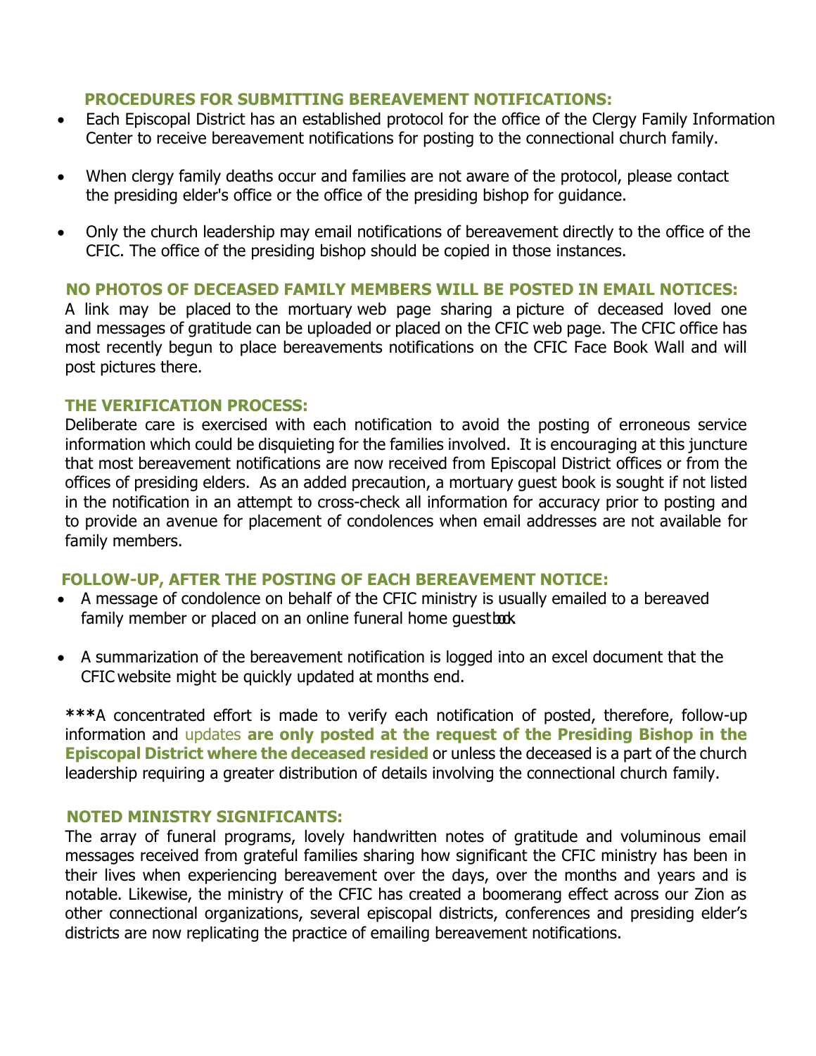## PROCEDURES FOR SUBMITTING BEREAVEMENT NOTIFICATIONS:

- Each Episcopal District has an established protocol for the office of the Clergy Family Information Center to receive bereavement notifications for posting to the connectional church family.
- When clergy family deaths occur and families are not aware of the protocol, please contact the presiding elder's office or the office of the presiding bishop for guidance.
- Only the church leadership may email notifications of bereavement directly to the office of the CFIC. The office of the presiding bishop should be copied in those instances.

## NO PHOTOS OF DECEASED FAMILY MEMBERS WILL BE POSTED IN EMAIL NOTICES:

A link may be placed to the mortuary web page sharing a picture of deceased loved one and messages of gratitude can be uploaded or placed on the CFIC web page. The CFIC office has most recently begun to place bereavements notifications on the CFIC Face Book Wall and will post pictures there.

## THE VERIFICATION PROCESS:

Deliberate care is exercised with each notification to avoid the posting of erroneous service information which could be disquieting for the families involved. It is encouraging at this juncture that most bereavement notifications are now received from Episcopal District offices or from the offices of presiding elders. As an added precaution, a mortuary guest book is sought if not listed in the notification in an attempt to cross-check all information for accuracy prior to posting and to provide an avenue for placement of condolences when email addresses are not available for family members.

## FOLLOW-UP, AFTER THE POSTING OF EACH BEREAVEMENT NOTICE:

- A message of condolence on behalf of the CFIC ministry is usually emailed to a bereaved family member or placed on an online funeral home guestbook.
- A summarization of the bereavement notification is logged into an excel document that the CFIC website might be quickly updated at months end.

***A concentrated effort is made to verify each notification of posted, therefore, follow-up information and updates **are only posted at the request of the Presiding Bishop in the Episcopal District where the deceased resided** or unless the deceased is a part of the church leadership requiring a greater distribution of details involving the connectional church family.

## NOTED MINISTRY SIGNIFICANTS:

The array of funeral programs, lovely handwritten notes of gratitude and voluminous email messages received from grateful families sharing how significant the CFIC ministry has been in their lives when experiencing bereavement over the days, over the months and years and is notable. Likewise, the ministry of the CFIC has created a boomerang effect across our Zion as other connectional organizations, several episcopal districts, conferences and presiding elder's districts are now replicating the practice of emailing bereavement notifications.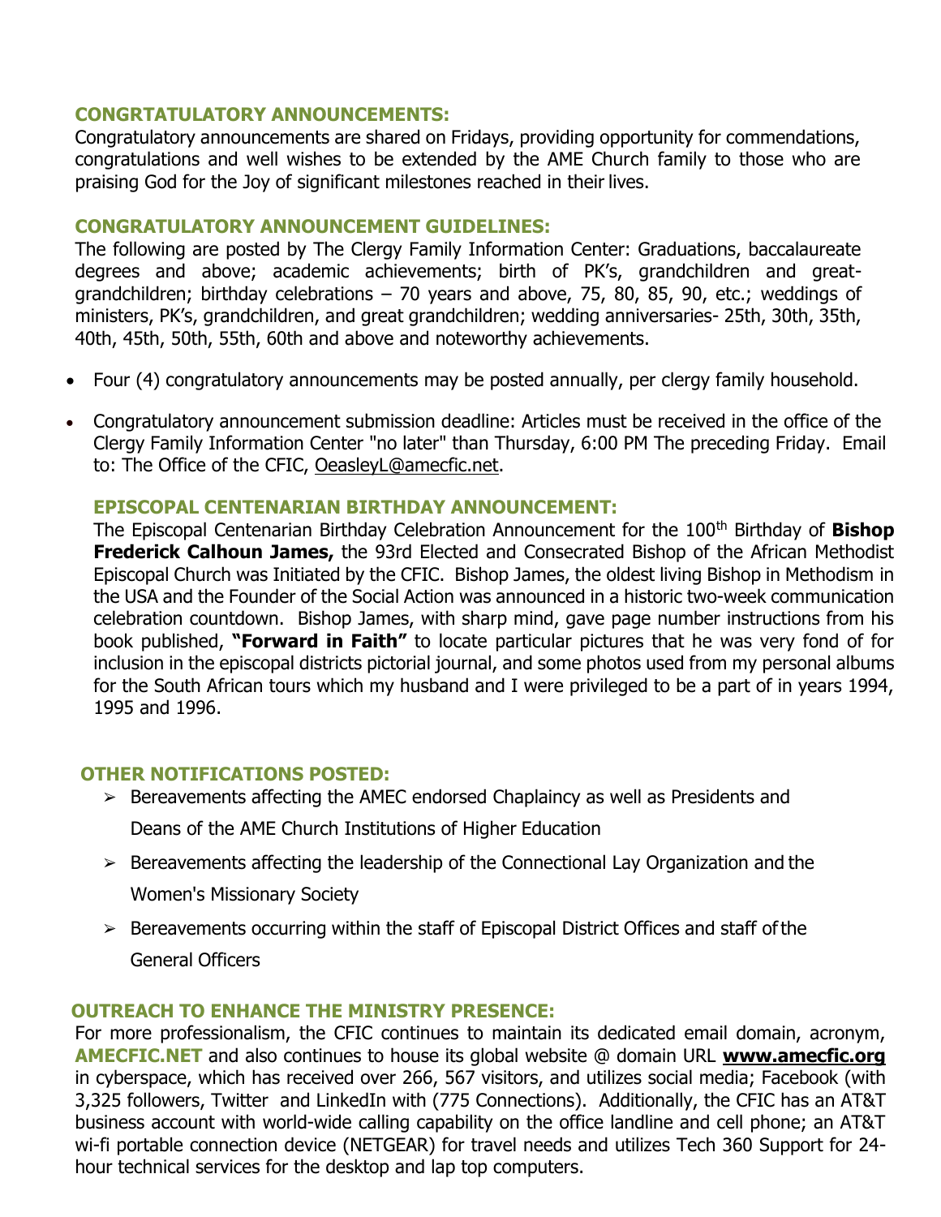## CONGRTATULATORY ANNOUNCEMENTS:

Congratulatory announcements are shared on Fridays, providing opportunity for commendations, congratulations and well wishes to be extended by the AME Church family to those who are praising God for the Joy of significant milestones reached in their lives.

## CONGRATULATORY ANNOUNCEMENT GUIDELINES:

The following are posted by The Clergy Family Information Center: Graduations, baccalaureate degrees and above; academic achievements; birth of PK's, grandchildren and great-grandchildren; birthday celebrations – 70 years and above, 75, 80, 85, 90, etc.; weddings of ministers, PK's, grandchildren, and great grandchildren; wedding anniversaries- 25th, 30th, 35th, 40th, 45th, 50th, 55th, 60th and above and noteworthy achievements.

- Four (4) congratulatory announcements may be posted annually, per clergy family household.
- Congratulatory announcement submission deadline: Articles must be received in the office of the Clergy Family Information Center "no later" than Thursday, 6:00 PM The preceding Friday. Email to: The Office of the CFIC, OeasleyL@amecfic.net.

## EPISCOPAL CENTENARIAN BIRTHDAY ANNOUNCEMENT:

The Episcopal Centenarian Birthday Celebration Announcement for the 100th Birthday of **Bishop Frederick Calhoun James,** the 93rd Elected and Consecrated Bishop of the African Methodist Episcopal Church was Initiated by the CFIC. Bishop James, the oldest living Bishop in Methodism in the USA and the Founder of the Social Action was announced in a historic two-week communication celebration countdown. Bishop James, with sharp mind, gave page number instructions from his book published, **"Forward in Faith"** to locate particular pictures that he was very fond of for inclusion in the episcopal districts pictorial journal, and some photos used from my personal albums for the South African tours which my husband and I were privileged to be a part of in years 1994, 1995 and 1996.

## OTHER NOTIFICATIONS POSTED:

- Bereavements affecting the AMEC endorsed Chaplaincy as well as Presidents and Deans of the AME Church Institutions of Higher Education
- Bereavements affecting the leadership of the Connectional Lay Organization and the Women's Missionary Society
- Bereavements occurring within the staff of Episcopal District Offices and staff of the General Officers

## OUTREACH TO ENHANCE THE MINISTRY PRESENCE:

For more professionalism, the CFIC continues to maintain its dedicated email domain, acronym, **AMECFIC.NET** and also continues to house its global website @ domain URL **www.amecfic.org** in cyberspace, which has received over 266, 567 visitors, and utilizes social media; Facebook (with 3,325 followers, Twitter and LinkedIn with (775 Connections). Additionally, the CFIC has an AT&T business account with world-wide calling capability on the office landline and cell phone; an AT&T wi-fi portable connection device (NETGEAR) for travel needs and utilizes Tech 360 Support for 24-hour technical services for the desktop and lap top computers.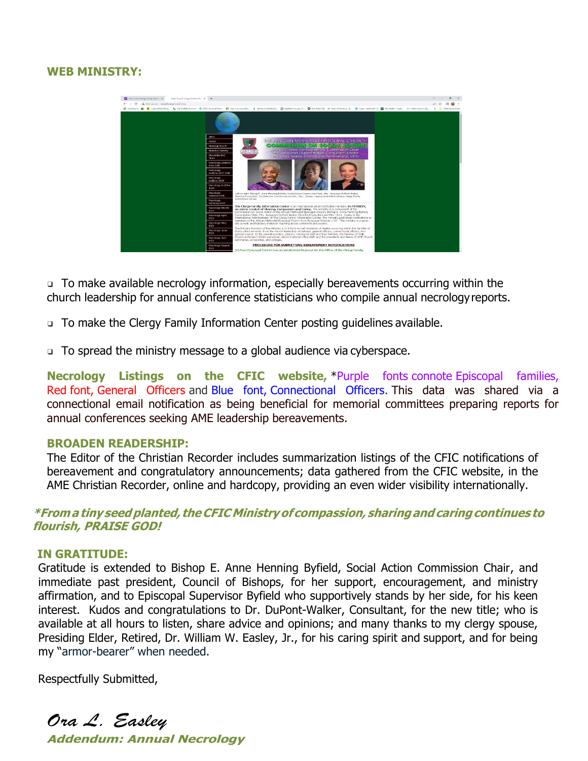**WEB MINISTRY:**

- To make available necrology information, especially bereavements occurring within the church leadership for annual conference statisticians who compile annual necrology reports.

- To make the Clergy Family Information Center posting guidelines available.

- To spread the ministry message to a global audience via cyberspace.

**Necrology Listings on the CFIC website,** *Purple fonts connote Episcopal families, Red font, General Officers and Blue font, Connectional Officers. This data was shared via a connectional email notification as being beneficial for memorial committees preparing reports for annual conferences seeking AME leadership bereavements.

**BROADEN READERSHIP:**

The Editor of the Christian Recorder includes summarization listings of the CFIC notifications of bereavement and congratulatory announcements; data gathered from the CFIC website, in the AME Christian Recorder, online and hardcopy, providing an even wider visibility internationally.

***From a tiny seed planted, the CFIC Ministry of compassion, sharing and caring continues to flourish, PRAISE GOD!***

**IN GRATITUDE:**

Gratitude is extended to Bishop E. Anne Henning Byfield, Social Action Commission Chair, and immediate past president, Council of Bishops, for her support, encouragement, and ministry affirmation, and to Episcopal Supervisor Byfield who supportively stands by her side, for his keen interest. Kudos and congratulations to Dr. DuPont-Walker, Consultant, for the new title; who is available at all hours to listen, share advice and opinions; and many thanks to my clergy spouse, Presiding Elder, Retired, Dr. William W. Easley, Jr., for his caring spirit and support, and for being my "armor-bearer" when needed.

Respectfully Submitted,

*Ora L. Easley*

***Addendum: Annual Necrology***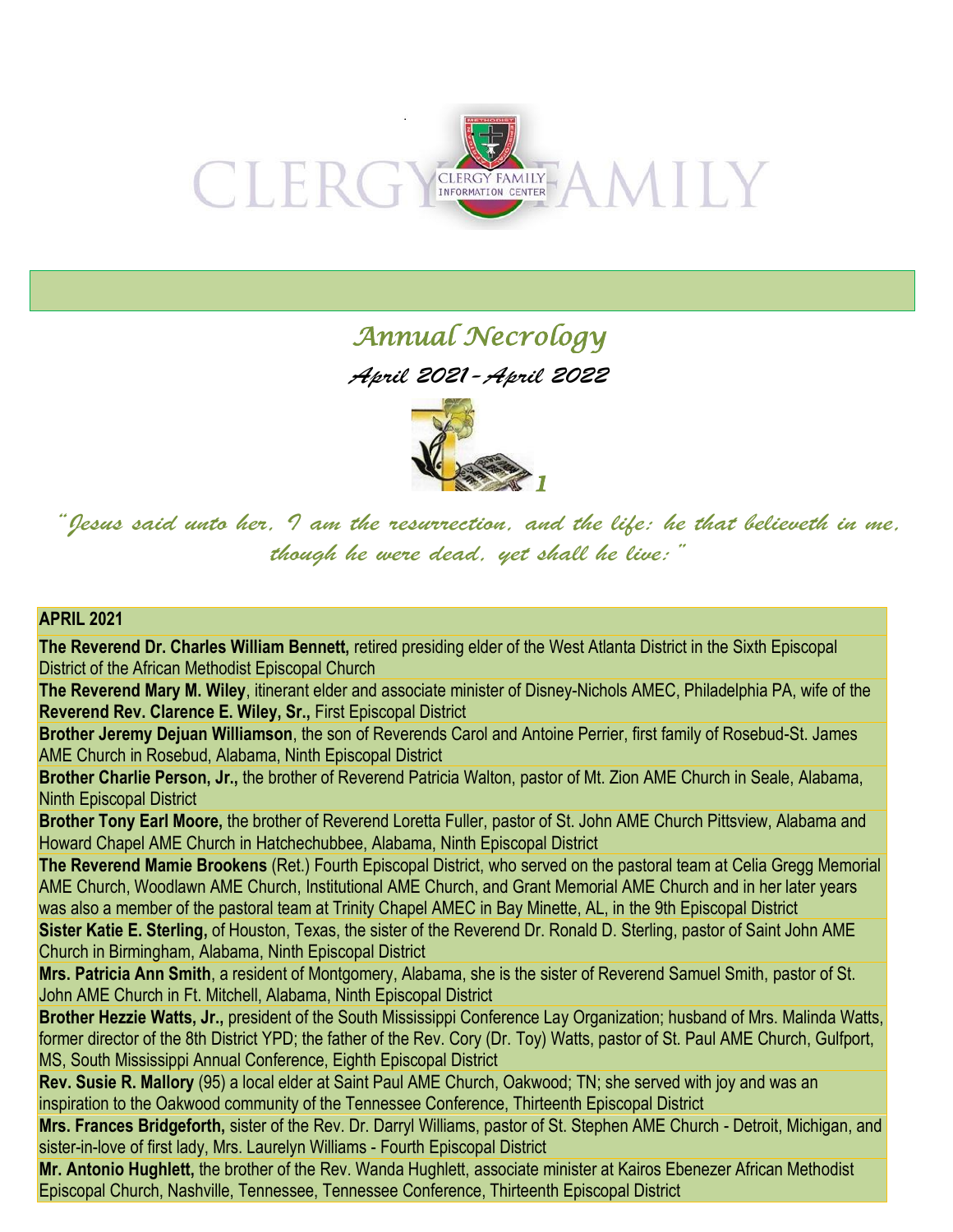CLERGY FAMILY

CLERGY FAMILY INFORMATION CENTER

# *Annual Necrology*

## *April 2021 - April 2022*

*"Jesus said unto her, I am the resurrection, and the life: he that believeth in me, though he were dead, yet shall he live:"*

**APRIL 2021**

**The Reverend Dr. Charles William Bennett,** retired presiding elder of the West Atlanta District in the Sixth Episcopal District of the African Methodist Episcopal Church

**The Reverend Mary M. Wiley**, itinerant elder and associate minister of Disney-Nichols AMEC, Philadelphia PA, wife of the **Reverend Rev. Clarence E. Wiley, Sr.,** First Episcopal District

**Brother Jeremy Dejuan Williamson**, the son of Reverends Carol and Antoine Perrier, first family of Rosebud-St. James AME Church in Rosebud, Alabama, Ninth Episcopal District

**Brother Charlie Person, Jr.,** the brother of Reverend Patricia Walton, pastor of Mt. Zion AME Church in Seale, Alabama, Ninth Episcopal District

**Brother Tony Earl Moore,** the brother of Reverend Loretta Fuller, pastor of St. John AME Church Pittsview, Alabama and Howard Chapel AME Church in Hatchechubbee, Alabama, Ninth Episcopal District

**The Reverend Mamie Brookens** (Ret.) Fourth Episcopal District, who served on the pastoral team at Celia Gregg Memorial AME Church, Woodlawn AME Church, Institutional AME Church, and Grant Memorial AME Church and in her later years was also a member of the pastoral team at Trinity Chapel AMEC in Bay Minette, AL, in the 9th Episcopal District

**Sister Katie E. Sterling,** of Houston, Texas, the sister of the Reverend Dr. Ronald D. Sterling, pastor of Saint John AME Church in Birmingham, Alabama, Ninth Episcopal District

**Mrs. Patricia Ann Smith**, a resident of Montgomery, Alabama, she is the sister of Reverend Samuel Smith, pastor of St. John AME Church in Ft. Mitchell, Alabama, Ninth Episcopal District

**Brother Hezzie Watts, Jr.,** president of the South Mississippi Conference Lay Organization; husband of Mrs. Malinda Watts, former director of the 8th District YPD; the father of the Rev. Cory (Dr. Toy) Watts, pastor of St. Paul AME Church, Gulfport, MS, South Mississippi Annual Conference, Eighth Episcopal District

**Rev. Susie R. Mallory** (95) a local elder at Saint Paul AME Church, Oakwood; TN; she served with joy and was an inspiration to the Oakwood community of the Tennessee Conference, Thirteenth Episcopal District

**Mrs. Frances Bridgeforth,** sister of the Rev. Dr. Darryl Williams, pastor of St. Stephen AME Church - Detroit, Michigan, and sister-in-love of first lady, Mrs. Laurelyn Williams - Fourth Episcopal District

**Mr. Antonio Hughlett,** the brother of the Rev. Wanda Hughlett, associate minister at Kairos Ebenezer African Methodist Episcopal Church, Nashville, Tennessee, Tennessee Conference, Thirteenth Episcopal District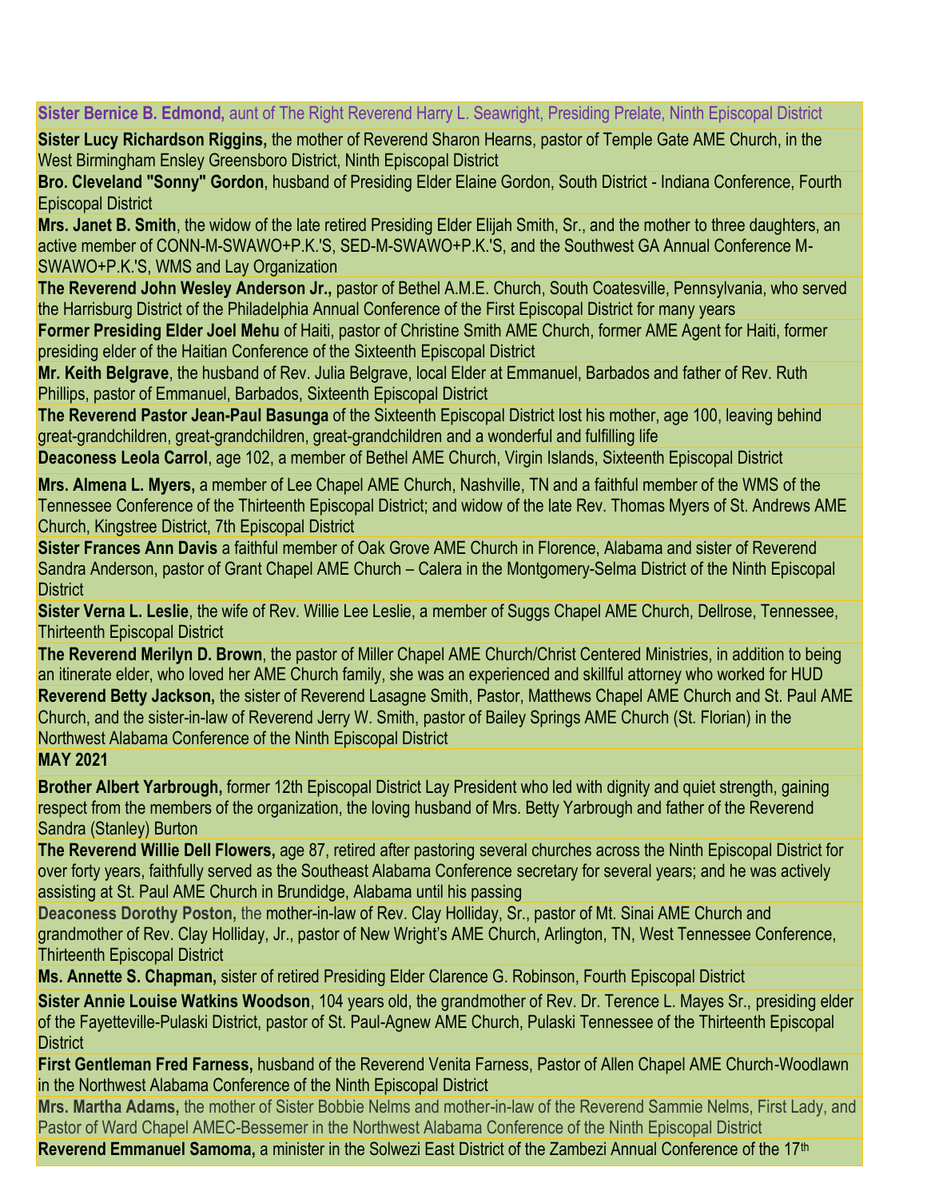**Sister Bernice B. Edmond,** aunt of The Right Reverend Harry L. Seawright, Presiding Prelate, Ninth Episcopal District

**Sister Lucy Richardson Riggins,** the mother of Reverend Sharon Hearns, pastor of Temple Gate AME Church, in the West Birmingham Ensley Greensboro District, Ninth Episcopal District

**Bro. Cleveland "Sonny" Gordon**, husband of Presiding Elder Elaine Gordon, South District - Indiana Conference, Fourth Episcopal District

**Mrs. Janet B. Smith**, the widow of the late retired Presiding Elder Elijah Smith, Sr., and the mother to three daughters, an active member of CONN-M-SWAWO+P.K.'S, SED-M-SWAWO+P.K.'S, and the Southwest GA Annual Conference M-SWAWO+P.K.'S, WMS and Lay Organization

**The Reverend John Wesley Anderson Jr.,** pastor of Bethel A.M.E. Church, South Coatesville, Pennsylvania, who served the Harrisburg District of the Philadelphia Annual Conference of the First Episcopal District for many years

**Former Presiding Elder Joel Mehu** of Haiti, pastor of Christine Smith AME Church, former AME Agent for Haiti, former presiding elder of the Haitian Conference of the Sixteenth Episcopal District

**Mr. Keith Belgrave**, the husband of Rev. Julia Belgrave, local Elder at Emmanuel, Barbados and father of Rev. Ruth Phillips, pastor of Emmanuel, Barbados, Sixteenth Episcopal District

**The Reverend Pastor Jean-Paul Basunga** of the Sixteenth Episcopal District lost his mother, age 100, leaving behind great-grandchildren, great-grandchildren, great-grandchildren and a wonderful and fulfilling life

**Deaconess Leola Carrol**, age 102, a member of Bethel AME Church, Virgin Islands, Sixteenth Episcopal District

**Mrs. Almena L. Myers,** a member of Lee Chapel AME Church, Nashville, TN and a faithful member of the WMS of the Tennessee Conference of the Thirteenth Episcopal District; and widow of the late Rev. Thomas Myers of St. Andrews AME Church, Kingstree District, 7th Episcopal District

**Sister Frances Ann Davis** a faithful member of Oak Grove AME Church in Florence, Alabama and sister of Reverend Sandra Anderson, pastor of Grant Chapel AME Church – Calera in the Montgomery-Selma District of the Ninth Episcopal District

**Sister Verna L. Leslie**, the wife of Rev. Willie Lee Leslie, a member of Suggs Chapel AME Church, Dellrose, Tennessee, Thirteenth Episcopal District

**The Reverend Merilyn D. Brown**, the pastor of Miller Chapel AME Church/Christ Centered Ministries, in addition to being an itinerate elder, who loved her AME Church family, she was an experienced and skillful attorney who worked for HUD

**Reverend Betty Jackson,** the sister of Reverend Lasagne Smith, Pastor, Matthews Chapel AME Church and St. Paul AME Church, and the sister-in-law of Reverend Jerry W. Smith, pastor of Bailey Springs AME Church (St. Florian) in the Northwest Alabama Conference of the Ninth Episcopal District

**MAY 2021**

**Brother Albert Yarbrough,** former 12th Episcopal District Lay President who led with dignity and quiet strength, gaining respect from the members of the organization, the loving husband of Mrs. Betty Yarbrough and father of the Reverend Sandra (Stanley) Burton

**The Reverend Willie Dell Flowers,** age 87, retired after pastoring several churches across the Ninth Episcopal District for over forty years, faithfully served as the Southeast Alabama Conference secretary for several years; and he was actively assisting at St. Paul AME Church in Brundidge, Alabama until his passing

**Deaconess Dorothy Poston,** the mother-in-law of Rev. Clay Holliday, Sr., pastor of Mt. Sinai AME Church and grandmother of Rev. Clay Holliday, Jr., pastor of New Wright's AME Church, Arlington, TN, West Tennessee Conference, Thirteenth Episcopal District

**Ms. Annette S. Chapman,** sister of retired Presiding Elder Clarence G. Robinson, Fourth Episcopal District

**Sister Annie Louise Watkins Woodson**, 104 years old, the grandmother of Rev. Dr. Terence L. Mayes Sr., presiding elder of the Fayetteville-Pulaski District, pastor of St. Paul-Agnew AME Church, Pulaski Tennessee of the Thirteenth Episcopal District

**First Gentleman Fred Farness,** husband of the Reverend Venita Farness, Pastor of Allen Chapel AME Church-Woodlawn in the Northwest Alabama Conference of the Ninth Episcopal District

**Mrs. Martha Adams,** the mother of Sister Bobbie Nelms and mother-in-law of the Reverend Sammie Nelms, First Lady, and Pastor of Ward Chapel AMEC-Bessemer in the Northwest Alabama Conference of the Ninth Episcopal District

**Reverend Emmanuel Samoma,** a minister in the Solwezi East District of the Zambezi Annual Conference of the 17th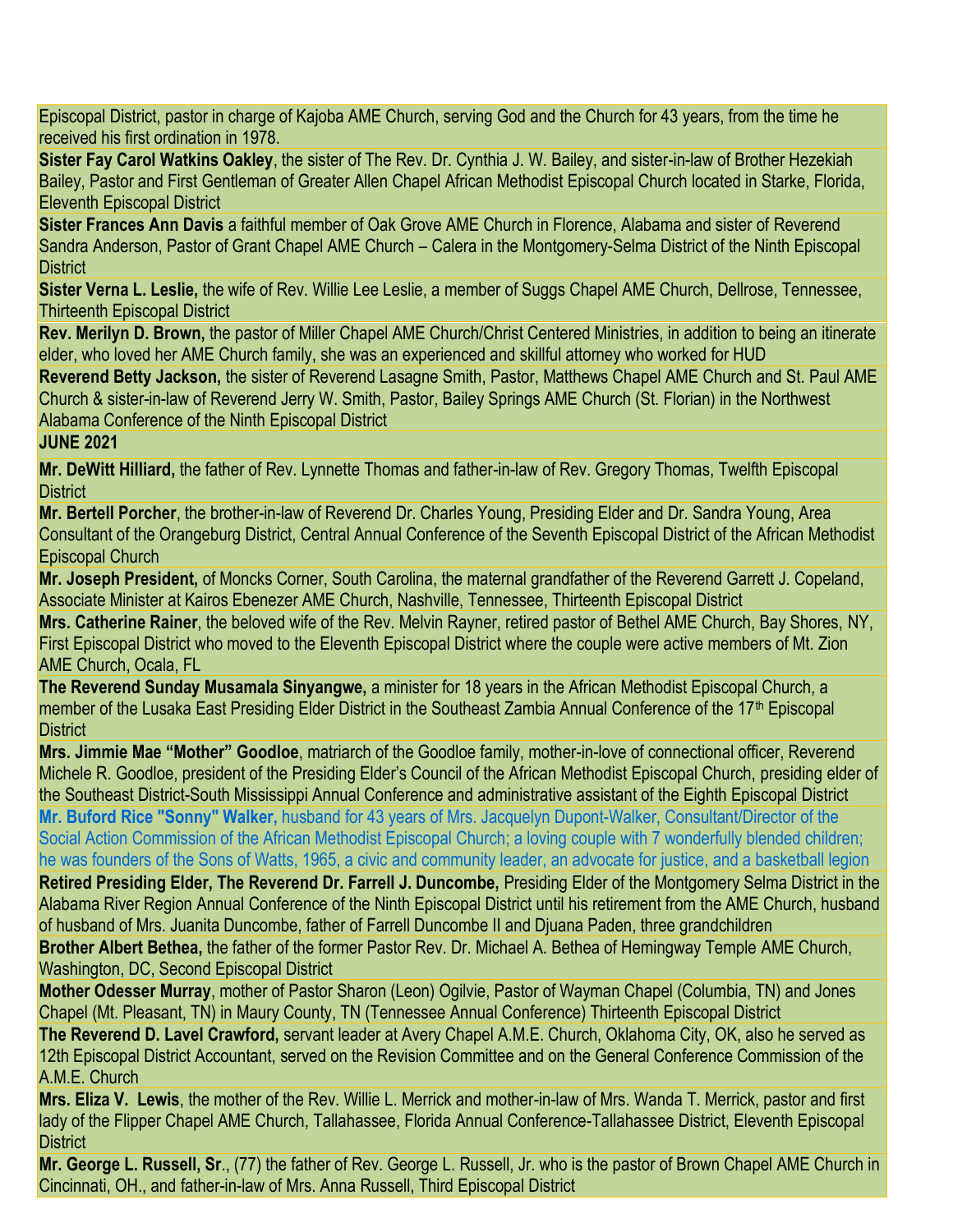Episcopal District, pastor in charge of Kajoba AME Church, serving God and the Church for 43 years, from the time he received his first ordination in 1978.

**Sister Fay Carol Watkins Oakley**, the sister of The Rev. Dr. Cynthia J. W. Bailey, and sister-in-law of Brother Hezekiah Bailey, Pastor and First Gentleman of Greater Allen Chapel African Methodist Episcopal Church located in Starke, Florida, Eleventh Episcopal District

**Sister Frances Ann Davis** a faithful member of Oak Grove AME Church in Florence, Alabama and sister of Reverend Sandra Anderson, Pastor of Grant Chapel AME Church – Calera in the Montgomery-Selma District of the Ninth Episcopal District

**Sister Verna L. Leslie,** the wife of Rev. Willie Lee Leslie, a member of Suggs Chapel AME Church, Dellrose, Tennessee, Thirteenth Episcopal District

**Rev. Merilyn D. Brown,** the pastor of Miller Chapel AME Church/Christ Centered Ministries, in addition to being an itinerate elder, who loved her AME Church family, she was an experienced and skillful attorney who worked for HUD

**Reverend Betty Jackson,** the sister of Reverend Lasagne Smith, Pastor, Matthews Chapel AME Church and St. Paul AME Church & sister-in-law of Reverend Jerry W. Smith, Pastor, Bailey Springs AME Church (St. Florian) in the Northwest Alabama Conference of the Ninth Episcopal District

**JUNE 2021**

**Mr. DeWitt Hilliard,** the father of Rev. Lynnette Thomas and father-in-law of Rev. Gregory Thomas, Twelfth Episcopal District

**Mr. Bertell Porcher**, the brother-in-law of Reverend Dr. Charles Young, Presiding Elder and Dr. Sandra Young, Area Consultant of the Orangeburg District, Central Annual Conference of the Seventh Episcopal District of the African Methodist Episcopal Church

**Mr. Joseph President,** of Moncks Corner, South Carolina, the maternal grandfather of the Reverend Garrett J. Copeland, Associate Minister at Kairos Ebenezer AME Church, Nashville, Tennessee, Thirteenth Episcopal District

**Mrs. Catherine Rainer**, the beloved wife of the Rev. Melvin Rayner, retired pastor of Bethel AME Church, Bay Shores, NY, First Episcopal District who moved to the Eleventh Episcopal District where the couple were active members of Mt. Zion AME Church, Ocala, FL

**The Reverend Sunday Musamala Sinyangwe,** a minister for 18 years in the African Methodist Episcopal Church, a member of the Lusaka East Presiding Elder District in the Southeast Zambia Annual Conference of the 17th Episcopal District

**Mrs. Jimmie Mae "Mother" Goodloe**, matriarch of the Goodloe family, mother-in-love of connectional officer, Reverend Michele R. Goodloe, president of the Presiding Elder's Council of the African Methodist Episcopal Church, presiding elder of the Southeast District-South Mississippi Annual Conference and administrative assistant of the Eighth Episcopal District

**Mr. Buford Rice "Sonny" Walker,** husband for 43 years of Mrs. Jacquelyn Dupont-Walker, Consultant/Director of the Social Action Commission of the African Methodist Episcopal Church; a loving couple with 7 wonderfully blended children; he was founders of the Sons of Watts, 1965, a civic and community leader, an advocate for justice, and a basketball legion

**Retired Presiding Elder, The Reverend Dr. Farrell J. Duncombe,** Presiding Elder of the Montgomery Selma District in the Alabama River Region Annual Conference of the Ninth Episcopal District until his retirement from the AME Church, husband of husband of Mrs. Juanita Duncombe, father of Farrell Duncombe II and Djuana Paden, three grandchildren

**Brother Albert Bethea,** the father of the former Pastor Rev. Dr. Michael A. Bethea of Hemingway Temple AME Church, Washington, DC, Second Episcopal District

**Mother Odesser Murray**, mother of Pastor Sharon (Leon) Ogilvie, Pastor of Wayman Chapel (Columbia, TN) and Jones Chapel (Mt. Pleasant, TN) in Maury County, TN (Tennessee Annual Conference) Thirteenth Episcopal District

**The Reverend D. Lavel Crawford,** servant leader at Avery Chapel A.M.E. Church, Oklahoma City, OK, also he served as 12th Episcopal District Accountant, served on the Revision Committee and on the General Conference Commission of the A.M.E. Church

**Mrs. Eliza V. Lewis**, the mother of the Rev. Willie L. Merrick and mother-in-law of Mrs. Wanda T. Merrick, pastor and first lady of the Flipper Chapel AME Church, Tallahassee, Florida Annual Conference-Tallahassee District, Eleventh Episcopal District

**Mr. George L. Russell, Sr**., (77) the father of Rev. George L. Russell, Jr. who is the pastor of Brown Chapel AME Church in Cincinnati, OH., and father-in-law of Mrs. Anna Russell, Third Episcopal District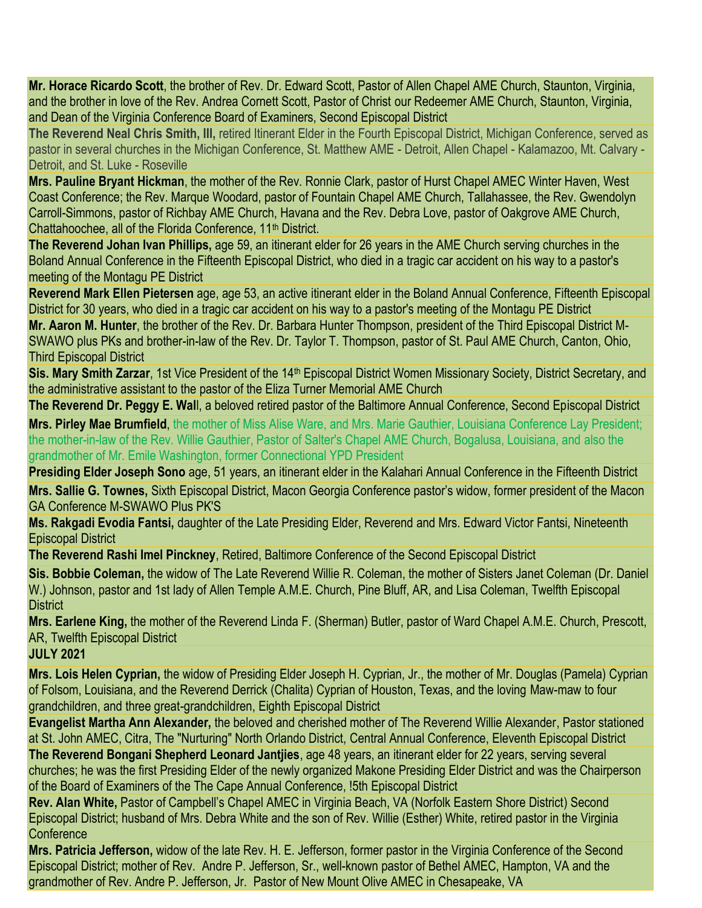**Mr. Horace Ricardo Scott**, the brother of Rev. Dr. Edward Scott, Pastor of Allen Chapel AME Church, Staunton, Virginia, and the brother in love of the Rev. Andrea Cornett Scott, Pastor of Christ our Redeemer AME Church, Staunton, Virginia, and Dean of the Virginia Conference Board of Examiners, Second Episcopal District

**The Reverend Neal Chris Smith, III,** retired Itinerant Elder in the Fourth Episcopal District, Michigan Conference, served as pastor in several churches in the Michigan Conference, St. Matthew AME - Detroit, Allen Chapel - Kalamazoo, Mt. Calvary - Detroit, and St. Luke - Roseville

**Mrs. Pauline Bryant Hickman**, the mother of the Rev. Ronnie Clark, pastor of Hurst Chapel AMEC Winter Haven, West Coast Conference; the Rev. Marque Woodard, pastor of Fountain Chapel AME Church, Tallahassee, the Rev. Gwendolyn Carroll-Simmons, pastor of Richbay AME Church, Havana and the Rev. Debra Love, pastor of Oakgrove AME Church, Chattahoochee, all of the Florida Conference, 11th District.

**The Reverend Johan Ivan Phillips,** age 59, an itinerant elder for 26 years in the AME Church serving churches in the Boland Annual Conference in the Fifteenth Episcopal District, who died in a tragic car accident on his way to a pastor's meeting of the Montagu PE District

**Reverend Mark Ellen Pietersen** age, age 53, an active itinerant elder in the Boland Annual Conference, Fifteenth Episcopal District for 30 years, who died in a tragic car accident on his way to a pastor's meeting of the Montagu PE District

**Mr. Aaron M. Hunter**, the brother of the Rev. Dr. Barbara Hunter Thompson, president of the Third Episcopal District M-SWAWO plus PKs and brother-in-law of the Rev. Dr. Taylor T. Thompson, pastor of St. Paul AME Church, Canton, Ohio, Third Episcopal District

**Sis. Mary Smith Zarzar**, 1st Vice President of the 14th Episcopal District Women Missionary Society, District Secretary, and the administrative assistant to the pastor of the Eliza Turner Memorial AME Church

**The Reverend Dr. Peggy E. Wall**, a beloved retired pastor of the Baltimore Annual Conference, Second Episcopal District

**Mrs. Pirley Mae Brumfield**, the mother of Miss Alise Ware, and Mrs. Marie Gauthier, Louisiana Conference Lay President; the mother-in-law of the Rev. Willie Gauthier, Pastor of Salter's Chapel AME Church, Bogalusa, Louisiana, and also the grandmother of Mr. Emile Washington, former Connectional YPD President

**Presiding Elder Joseph Sono** age, 51 years, an itinerant elder in the Kalahari Annual Conference in the Fifteenth District

**Mrs. Sallie G. Townes,** Sixth Episcopal District, Macon Georgia Conference pastor's widow, former president of the Macon GA Conference M-SWAWO Plus PK'S

**Ms. Rakgadi Evodia Fantsi,** daughter of the Late Presiding Elder, Reverend and Mrs. Edward Victor Fantsi, Nineteenth Episcopal District

**The Reverend Rashi Imel Pinckney**, Retired, Baltimore Conference of the Second Episcopal District

**Sis. Bobbie Coleman,** the widow of The Late Reverend Willie R. Coleman, the mother of Sisters Janet Coleman (Dr. Daniel W.) Johnson, pastor and 1st lady of Allen Temple A.M.E. Church, Pine Bluff, AR, and Lisa Coleman, Twelfth Episcopal District

**Mrs. Earlene King,** the mother of the Reverend Linda F. (Sherman) Butler, pastor of Ward Chapel A.M.E. Church, Prescott, AR, Twelfth Episcopal District

**JULY 2021**

**Mrs. Lois Helen Cyprian,** the widow of Presiding Elder Joseph H. Cyprian, Jr., the mother of Mr. Douglas (Pamela) Cyprian of Folsom, Louisiana, and the Reverend Derrick (Chalita) Cyprian of Houston, Texas, and the loving Maw-maw to four grandchildren, and three great-grandchildren, Eighth Episcopal District

**Evangelist Martha Ann Alexander,** the beloved and cherished mother of The Reverend Willie Alexander, Pastor stationed at St. John AMEC, Citra, The "Nurturing" North Orlando District, Central Annual Conference, Eleventh Episcopal District

**The Reverend Bongani Shepherd Leonard Jantjies**, age 48 years, an itinerant elder for 22 years, serving several churches; he was the first Presiding Elder of the newly organized Makone Presiding Elder District and was the Chairperson of the Board of Examiners of the The Cape Annual Conference, !5th Episcopal District

**Rev. Alan White,** Pastor of Campbell's Chapel AMEC in Virginia Beach, VA (Norfolk Eastern Shore District) Second Episcopal District; husband of Mrs. Debra White and the son of Rev. Willie (Esther) White, retired pastor in the Virginia Conference

**Mrs. Patricia Jefferson,** widow of the late Rev. H. E. Jefferson, former pastor in the Virginia Conference of the Second Episcopal District; mother of Rev. Andre P. Jefferson, Sr., well-known pastor of Bethel AMEC, Hampton, VA and the grandmother of Rev. Andre P. Jefferson, Jr. Pastor of New Mount Olive AMEC in Chesapeake, VA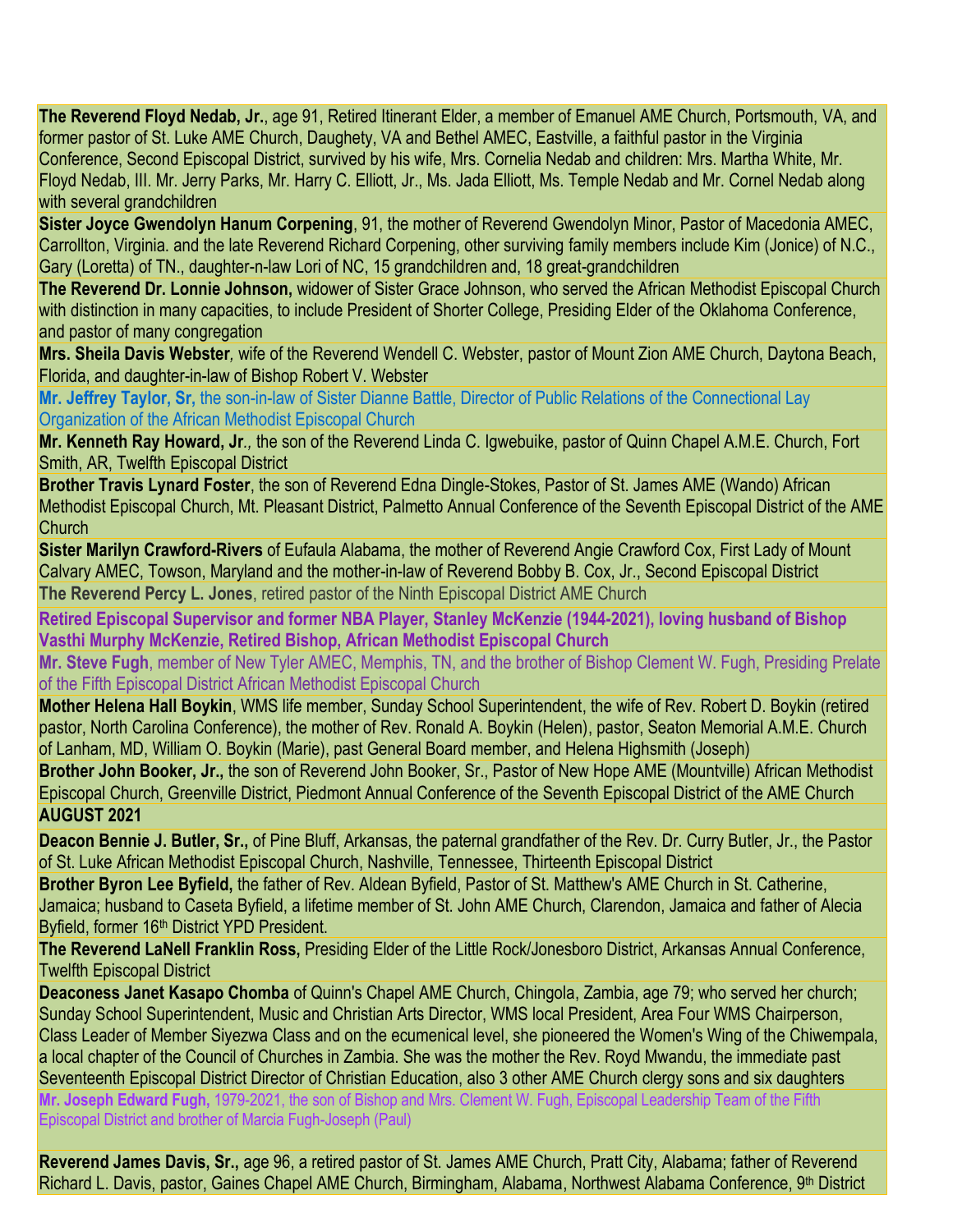**The Reverend Floyd Nedab, Jr.**, age 91, Retired Itinerant Elder, a member of Emanuel AME Church, Portsmouth, VA, and former pastor of St. Luke AME Church, Daughety, VA and Bethel AMEC, Eastville, a faithful pastor in the Virginia Conference, Second Episcopal District, survived by his wife, Mrs. Cornelia Nedab and children: Mrs. Martha White, Mr. Floyd Nedab, III. Mr. Jerry Parks, Mr. Harry C. Elliott, Jr., Ms. Jada Elliott, Ms. Temple Nedab and Mr. Cornel Nedab along with several grandchildren

**Sister Joyce Gwendolyn Hanum Corpening**, 91, the mother of Reverend Gwendolyn Minor, Pastor of Macedonia AMEC, Carrollton, Virginia. and the late Reverend Richard Corpening, other surviving family members include Kim (Jonice) of N.C., Gary (Loretta) of TN., daughter-n-law Lori of NC, 15 grandchildren and, 18 great-grandchildren

**The Reverend Dr. Lonnie Johnson,** widower of Sister Grace Johnson, who served the African Methodist Episcopal Church with distinction in many capacities, to include President of Shorter College, Presiding Elder of the Oklahoma Conference, and pastor of many congregation

**Mrs. Sheila Davis Webster***,* wife of the Reverend Wendell C. Webster, pastor of Mount Zion AME Church, Daytona Beach, Florida, and daughter-in-law of Bishop Robert V. Webster

**Mr. Jeffrey Taylor, Sr,** the son-in-law of Sister Dianne Battle, Director of Public Relations of the Connectional Lay Organization of the African Methodist Episcopal Church

**Mr. Kenneth Ray Howard, Jr**., the son of the Reverend Linda C. Igwebuike, pastor of Quinn Chapel A.M.E. Church, Fort Smith, AR, Twelfth Episcopal District

**Brother Travis Lynard Foster**, the son of Reverend Edna Dingle-Stokes, Pastor of St. James AME (Wando) African Methodist Episcopal Church, Mt. Pleasant District, Palmetto Annual Conference of the Seventh Episcopal District of the AME Church

**Sister Marilyn Crawford-Rivers** of Eufaula Alabama, the mother of Reverend Angie Crawford Cox, First Lady of Mount Calvary AMEC, Towson, Maryland and the mother-in-law of Reverend Bobby B. Cox, Jr., Second Episcopal District

**The Reverend Percy L. Jones**, retired pastor of the Ninth Episcopal District AME Church

**Retired Episcopal Supervisor and former NBA Player, Stanley McKenzie (1944-2021), loving husband of Bishop Vasthi Murphy McKenzie, Retired Bishop, African Methodist Episcopal Church**

**Mr. Steve Fugh**, member of New Tyler AMEC, Memphis, TN, and the brother of Bishop Clement W. Fugh, Presiding Prelate of the Fifth Episcopal District African Methodist Episcopal Church

**Mother Helena Hall Boykin**, WMS life member, Sunday School Superintendent, the wife of Rev. Robert D. Boykin (retired pastor, North Carolina Conference), the mother of Rev. Ronald A. Boykin (Helen), pastor, Seaton Memorial A.M.E. Church of Lanham, MD, William O. Boykin (Marie), past General Board member, and Helena Highsmith (Joseph)

**Brother John Booker, Jr.,** the son of Reverend John Booker, Sr., Pastor of New Hope AME (Mountville) African Methodist Episcopal Church, Greenville District, Piedmont Annual Conference of the Seventh Episcopal District of the AME Church

**AUGUST 2021**

**Deacon Bennie J. Butler, Sr.,** of Pine Bluff, Arkansas, the paternal grandfather of the Rev. Dr. Curry Butler, Jr., the Pastor of St. Luke African Methodist Episcopal Church, Nashville, Tennessee, Thirteenth Episcopal District

**Brother Byron Lee Byfield,** the father of Rev. Aldean Byfield, Pastor of St. Matthew's AME Church in St. Catherine, Jamaica; husband to Caseta Byfield, a lifetime member of St. John AME Church, Clarendon, Jamaica and father of Alecia Byfield, former 16th District YPD President.

**The Reverend LaNell Franklin Ross,** Presiding Elder of the Little Rock/Jonesboro District, Arkansas Annual Conference, Twelfth Episcopal District

**Deaconess Janet Kasapo Chomba** of Quinn's Chapel AME Church, Chingola, Zambia, age 79; who served her church; Sunday School Superintendent, Music and Christian Arts Director, WMS local President, Area Four WMS Chairperson, Class Leader of Member Siyezwa Class and on the ecumenical level, she pioneered the Women's Wing of the Chiwempala, a local chapter of the Council of Churches in Zambia. She was the mother the Rev. Royd Mwandu, the immediate past Seventeenth Episcopal District Director of Christian Education, also 3 other AME Church clergy sons and six daughters

**Mr. Joseph Edward Fugh,** 1979-2021, the son of Bishop and Mrs. Clement W. Fugh, Episcopal Leadership Team of the Fifth Episcopal District and brother of Marcia Fugh-Joseph (Paul)

**Reverend James Davis, Sr.,** age 96, a retired pastor of St. James AME Church, Pratt City, Alabama; father of Reverend Richard L. Davis, pastor, Gaines Chapel AME Church, Birmingham, Alabama, Northwest Alabama Conference, 9th District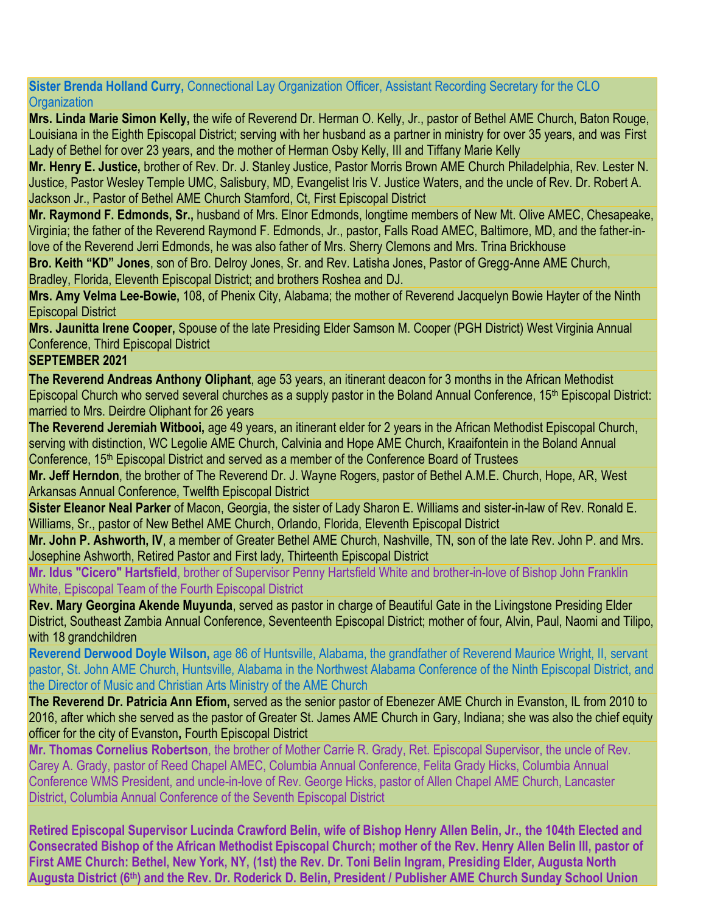**Sister Brenda Holland Curry,** Connectional Lay Organization Officer, Assistant Recording Secretary for the CLO Organization

**Mrs. Linda Marie Simon Kelly,** the wife of Reverend Dr. Herman O. Kelly, Jr., pastor of Bethel AME Church, Baton Rouge, Louisiana in the Eighth Episcopal District; serving with her husband as a partner in ministry for over 35 years, and was First Lady of Bethel for over 23 years, and the mother of Herman Osby Kelly, III and Tiffany Marie Kelly

**Mr. Henry E. Justice,** brother of Rev. Dr. J. Stanley Justice, Pastor Morris Brown AME Church Philadelphia, Rev. Lester N. Justice, Pastor Wesley Temple UMC, Salisbury, MD, Evangelist Iris V. Justice Waters, and the uncle of Rev. Dr. Robert A. Jackson Jr., Pastor of Bethel AME Church Stamford, Ct, First Episcopal District

**Mr. Raymond F. Edmonds, Sr.,** husband of Mrs. Elnor Edmonds, longtime members of New Mt. Olive AMEC, Chesapeake, Virginia; the father of the Reverend Raymond F. Edmonds, Jr., pastor, Falls Road AMEC, Baltimore, MD, and the father-in-love of the Reverend Jerri Edmonds, he was also father of Mrs. Sherry Clemons and Mrs. Trina Brickhouse

**Bro. Keith "KD" Jones**, son of Bro. Delroy Jones, Sr. and Rev. Latisha Jones, Pastor of Gregg-Anne AME Church, Bradley, Florida, Eleventh Episcopal District; and brothers Roshea and DJ.

**Mrs. Amy Velma Lee-Bowie,** 108, of Phenix City, Alabama; the mother of Reverend Jacquelyn Bowie Hayter of the Ninth Episcopal District

**Mrs. Jaunitta Irene Cooper,** Spouse of the late Presiding Elder Samson M. Cooper (PGH District) West Virginia Annual Conference, Third Episcopal District

**SEPTEMBER 2021**

**The Reverend Andreas Anthony Oliphant**, age 53 years, an itinerant deacon for 3 months in the African Methodist Episcopal Church who served several churches as a supply pastor in the Boland Annual Conference, 15th Episcopal District: married to Mrs. Deirdre Oliphant for 26 years

**The Reverend Jeremiah Witbooi,** age 49 years, an itinerant elder for 2 years in the African Methodist Episcopal Church, serving with distinction, WC Legolie AME Church, Calvinia and Hope AME Church, Kraaifontein in the Boland Annual Conference, 15th Episcopal District and served as a member of the Conference Board of Trustees

**Mr. Jeff Herndon**, the brother of The Reverend Dr. J. Wayne Rogers, pastor of Bethel A.M.E. Church, Hope, AR, West Arkansas Annual Conference, Twelfth Episcopal District

**Sister Eleanor Neal Parker** of Macon, Georgia, the sister of Lady Sharon E. Williams and sister-in-law of Rev. Ronald E. Williams, Sr., pastor of New Bethel AME Church, Orlando, Florida, Eleventh Episcopal District

**Mr. John P. Ashworth, IV**, a member of Greater Bethel AME Church, Nashville, TN, son of the late Rev. John P. and Mrs. Josephine Ashworth, Retired Pastor and First lady, Thirteenth Episcopal District

**Mr. Idus "Cicero" Hartsfield**, brother of Supervisor Penny Hartsfield White and brother-in-love of Bishop John Franklin White, Episcopal Team of the Fourth Episcopal District

**Rev. Mary Georgina Akende Muyunda**, served as pastor in charge of Beautiful Gate in the Livingstone Presiding Elder District, Southeast Zambia Annual Conference, Seventeenth Episcopal District; mother of four, Alvin, Paul, Naomi and Tilipo, with 18 grandchildren

**Reverend Derwood Doyle Wilson,** age 86 of Huntsville, Alabama, the grandfather of Reverend Maurice Wright, II, servant pastor, St. John AME Church, Huntsville, Alabama in the Northwest Alabama Conference of the Ninth Episcopal District, and the Director of Music and Christian Arts Ministry of the AME Church

**The Reverend Dr. Patricia Ann Efiom,** served as the senior pastor of Ebenezer AME Church in Evanston, IL from 2010 to 2016, after which she served as the pastor of Greater St. James AME Church in Gary, Indiana; she was also the chief equity officer for the city of Evanston**,** Fourth Episcopal District

**Mr. Thomas Cornelius Robertson**, the brother of Mother Carrie R. Grady, Ret. Episcopal Supervisor, the uncle of Rev. Carey A. Grady, pastor of Reed Chapel AMEC, Columbia Annual Conference, Felita Grady Hicks, Columbia Annual Conference WMS President, and uncle-in-love of Rev. George Hicks, pastor of Allen Chapel AME Church, Lancaster District, Columbia Annual Conference of the Seventh Episcopal District

**Retired Episcopal Supervisor Lucinda Crawford Belin, wife of Bishop Henry Allen Belin, Jr., the 104th Elected and Consecrated Bishop of the African Methodist Episcopal Church; mother of the Rev. Henry Allen Belin III, pastor of First AME Church: Bethel, New York, NY, (1st) the Rev. Dr. Toni Belin Ingram, Presiding Elder, Augusta North Augusta District (6th) and the Rev. Dr. Roderick D. Belin, President / Publisher AME Church Sunday School Union**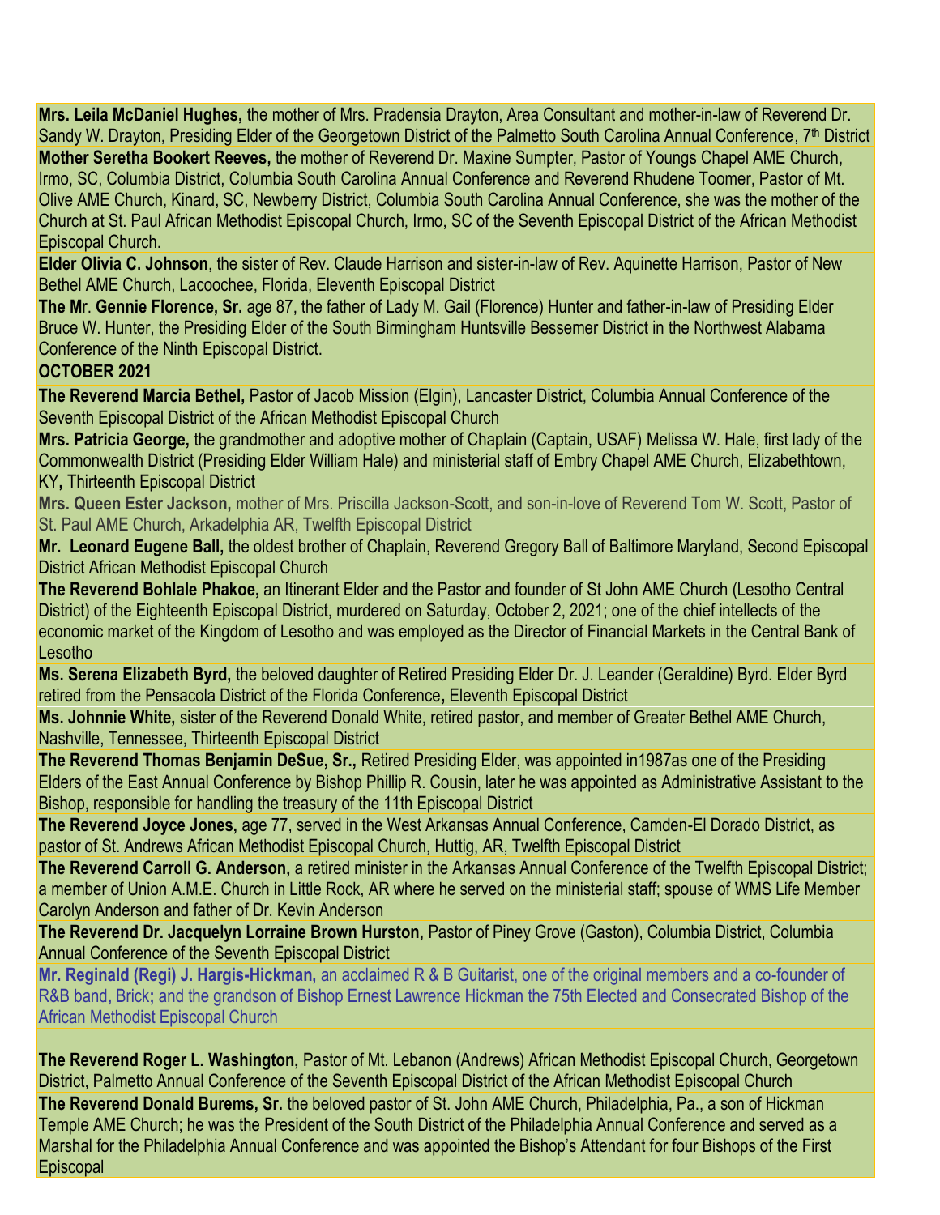**Mrs. Leila McDaniel Hughes,** the mother of Mrs. Pradensia Drayton, Area Consultant and mother-in-law of Reverend Dr. Sandy W. Drayton, Presiding Elder of the Georgetown District of the Palmetto South Carolina Annual Conference, 7th District

**Mother Seretha Bookert Reeves,** the mother of Reverend Dr. Maxine Sumpter, Pastor of Youngs Chapel AME Church, Irmo, SC, Columbia District, Columbia South Carolina Annual Conference and Reverend Rhudene Toomer, Pastor of Mt. Olive AME Church, Kinard, SC, Newberry District, Columbia South Carolina Annual Conference, she was the mother of the Church at St. Paul African Methodist Episcopal Church, Irmo, SC of the Seventh Episcopal District of the African Methodist Episcopal Church.

**Elder Olivia C. Johnson**, the sister of Rev. Claude Harrison and sister-in-law of Rev. Aquinette Harrison, Pastor of New Bethel AME Church, Lacoochee, Florida, Eleventh Episcopal District

**The Mr. Gennie Florence, Sr.** age 87, the father of Lady M. Gail (Florence) Hunter and father-in-law of Presiding Elder Bruce W. Hunter, the Presiding Elder of the South Birmingham Huntsville Bessemer District in the Northwest Alabama Conference of the Ninth Episcopal District.

**OCTOBER 2021**

**The Reverend Marcia Bethel,** Pastor of Jacob Mission (Elgin), Lancaster District, Columbia Annual Conference of the Seventh Episcopal District of the African Methodist Episcopal Church

**Mrs. Patricia George,** the grandmother and adoptive mother of Chaplain (Captain, USAF) Melissa W. Hale, first lady of the Commonwealth District (Presiding Elder William Hale) and ministerial staff of Embry Chapel AME Church, Elizabethtown, KY**,** Thirteenth Episcopal District

**Mrs. Queen Ester Jackson,** mother of Mrs. Priscilla Jackson-Scott, and son-in-love of Reverend Tom W. Scott, Pastor of St. Paul AME Church, Arkadelphia AR, Twelfth Episcopal District

**Mr. Leonard Eugene Ball,** the oldest brother of Chaplain, Reverend Gregory Ball of Baltimore Maryland, Second Episcopal District African Methodist Episcopal Church

**The Reverend Bohlale Phakoe,** an Itinerant Elder and the Pastor and founder of St John AME Church (Lesotho Central District) of the Eighteenth Episcopal District, murdered on Saturday, October 2, 2021; one of the chief intellects of the economic market of the Kingdom of Lesotho and was employed as the Director of Financial Markets in the Central Bank of Lesotho

**Ms. Serena Elizabeth Byrd,** the beloved daughter of Retired Presiding Elder Dr. J. Leander (Geraldine) Byrd. Elder Byrd retired from the Pensacola District of the Florida Conference**,** Eleventh Episcopal District

**Ms. Johnnie White,** sister of the Reverend Donald White, retired pastor, and member of Greater Bethel AME Church, Nashville, Tennessee, Thirteenth Episcopal District

**The Reverend Thomas Benjamin DeSue, Sr.,** Retired Presiding Elder, was appointed in1987as one of the Presiding Elders of the East Annual Conference by Bishop Phillip R. Cousin, later he was appointed as Administrative Assistant to the Bishop, responsible for handling the treasury of the 11th Episcopal District

**The Reverend Joyce Jones,** age 77, served in the West Arkansas Annual Conference, Camden-El Dorado District, as pastor of St. Andrews African Methodist Episcopal Church, Huttig, AR, Twelfth Episcopal District

**The Reverend Carroll G. Anderson,** a retired minister in the Arkansas Annual Conference of the Twelfth Episcopal District; a member of Union A.M.E. Church in Little Rock, AR where he served on the ministerial staff; spouse of WMS Life Member Carolyn Anderson and father of Dr. Kevin Anderson

**The Reverend Dr. Jacquelyn Lorraine Brown Hurston,** Pastor of Piney Grove (Gaston), Columbia District, Columbia Annual Conference of the Seventh Episcopal District

**Mr. Reginald (Regi) J. Hargis-Hickman,** an acclaimed R & B Guitarist, one of the original members and a co-founder of R&B band**,** Brick**;** and the grandson of Bishop Ernest Lawrence Hickman the 75th Elected and Consecrated Bishop of the African Methodist Episcopal Church

**The Reverend Roger L. Washington,** Pastor of Mt. Lebanon (Andrews) African Methodist Episcopal Church, Georgetown District, Palmetto Annual Conference of the Seventh Episcopal District of the African Methodist Episcopal Church

**The Reverend Donald Burems, Sr.** the beloved pastor of St. John AME Church, Philadelphia, Pa., a son of Hickman Temple AME Church; he was the President of the South District of the Philadelphia Annual Conference and served as a Marshal for the Philadelphia Annual Conference and was appointed the Bishop's Attendant for four Bishops of the First Episcopal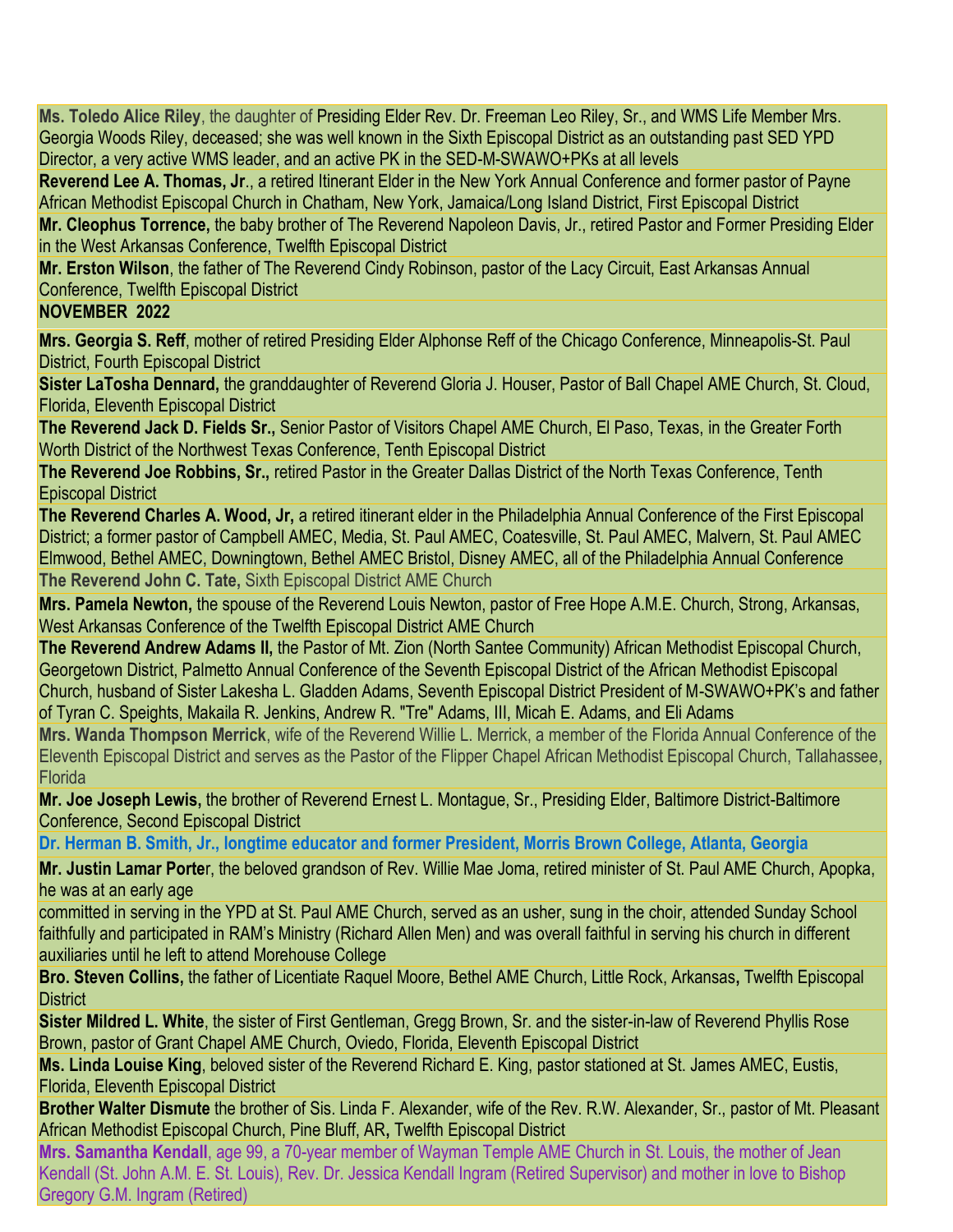**Ms. Toledo Alice Riley**, the daughter of Presiding Elder Rev. Dr. Freeman Leo Riley, Sr., and WMS Life Member Mrs. Georgia Woods Riley, deceased; she was well known in the Sixth Episcopal District as an outstanding past SED YPD Director, a very active WMS leader, and an active PK in the SED-M-SWAWO+PKs at all levels

**Reverend Lee A. Thomas, Jr**., a retired Itinerant Elder in the New York Annual Conference and former pastor of Payne African Methodist Episcopal Church in Chatham, New York, Jamaica/Long Island District, First Episcopal District

**Mr. Cleophus Torrence,** the baby brother of The Reverend Napoleon Davis, Jr., retired Pastor and Former Presiding Elder in the West Arkansas Conference, Twelfth Episcopal District

**Mr. Erston Wilson**, the father of The Reverend Cindy Robinson, pastor of the Lacy Circuit, East Arkansas Annual Conference, Twelfth Episcopal District

**NOVEMBER 2022**

**Mrs. Georgia S. Reff**, mother of retired Presiding Elder Alphonse Reff of the Chicago Conference, Minneapolis-St. Paul District, Fourth Episcopal District

**Sister LaTosha Dennard,** the granddaughter of Reverend Gloria J. Houser, Pastor of Ball Chapel AME Church, St. Cloud, Florida, Eleventh Episcopal District

**The Reverend Jack D. Fields Sr.,** Senior Pastor of Visitors Chapel AME Church, El Paso, Texas, in the Greater Forth Worth District of the Northwest Texas Conference, Tenth Episcopal District

**The Reverend Joe Robbins, Sr.,** retired Pastor in the Greater Dallas District of the North Texas Conference, Tenth Episcopal District

**The Reverend Charles A. Wood, Jr,** a retired itinerant elder in the Philadelphia Annual Conference of the First Episcopal District; a former pastor of Campbell AMEC, Media, St. Paul AMEC, Coatesville, St. Paul AMEC, Malvern, St. Paul AMEC Elmwood, Bethel AMEC, Downingtown, Bethel AMEC Bristol, Disney AMEC, all of the Philadelphia Annual Conference

**The Reverend John C. Tate,** Sixth Episcopal District AME Church

**Mrs. Pamela Newton,** the spouse of the Reverend Louis Newton, pastor of Free Hope A.M.E. Church, Strong, Arkansas, West Arkansas Conference of the Twelfth Episcopal District AME Church

**The Reverend Andrew Adams II,** the Pastor of Mt. Zion (North Santee Community) African Methodist Episcopal Church, Georgetown District, Palmetto Annual Conference of the Seventh Episcopal District of the African Methodist Episcopal Church, husband of Sister Lakesha L. Gladden Adams, Seventh Episcopal District President of M-SWAWO+PK's and father of Tyran C. Speights, Makaila R. Jenkins, Andrew R. "Tre" Adams, III, Micah E. Adams, and Eli Adams

**Mrs. Wanda Thompson Merrick**, wife of the Reverend Willie L. Merrick, a member of the Florida Annual Conference of the Eleventh Episcopal District and serves as the Pastor of the Flipper Chapel African Methodist Episcopal Church, Tallahassee, Florida

**Mr. Joe Joseph Lewis,** the brother of Reverend Ernest L. Montague, Sr., Presiding Elder, Baltimore District-Baltimore Conference, Second Episcopal District

**Dr. Herman B. Smith, Jr., longtime educator and former President, Morris Brown College, Atlanta, Georgia**

**Mr. Justin Lamar Porter**, the beloved grandson of Rev. Willie Mae Joma, retired minister of St. Paul AME Church, Apopka, he was at an early age committed in serving in the YPD at St. Paul AME Church, served as an usher, sung in the choir, attended Sunday School faithfully and participated in RAM's Ministry (Richard Allen Men) and was overall faithful in serving his church in different auxiliaries until he left to attend Morehouse College

**Bro. Steven Collins,** the father of Licentiate Raquel Moore, Bethel AME Church, Little Rock, Arkansas**,** Twelfth Episcopal District

**Sister Mildred L. White**, the sister of First Gentleman, Gregg Brown, Sr. and the sister-in-law of Reverend Phyllis Rose Brown, pastor of Grant Chapel AME Church, Oviedo, Florida, Eleventh Episcopal District

**Ms. Linda Louise King**, beloved sister of the Reverend Richard E. King, pastor stationed at St. James AMEC, Eustis, Florida, Eleventh Episcopal District

**Brother Walter Dismute** the brother of Sis. Linda F. Alexander, wife of the Rev. R.W. Alexander, Sr., pastor of Mt. Pleasant African Methodist Episcopal Church, Pine Bluff, AR**,** Twelfth Episcopal District

**Mrs. Samantha Kendall**, age 99, a 70-year member of Wayman Temple AME Church in St. Louis, the mother of Jean Kendall (St. John A.M. E. St. Louis), Rev. Dr. Jessica Kendall Ingram (Retired Supervisor) and mother in love to Bishop Gregory G.M. Ingram (Retired)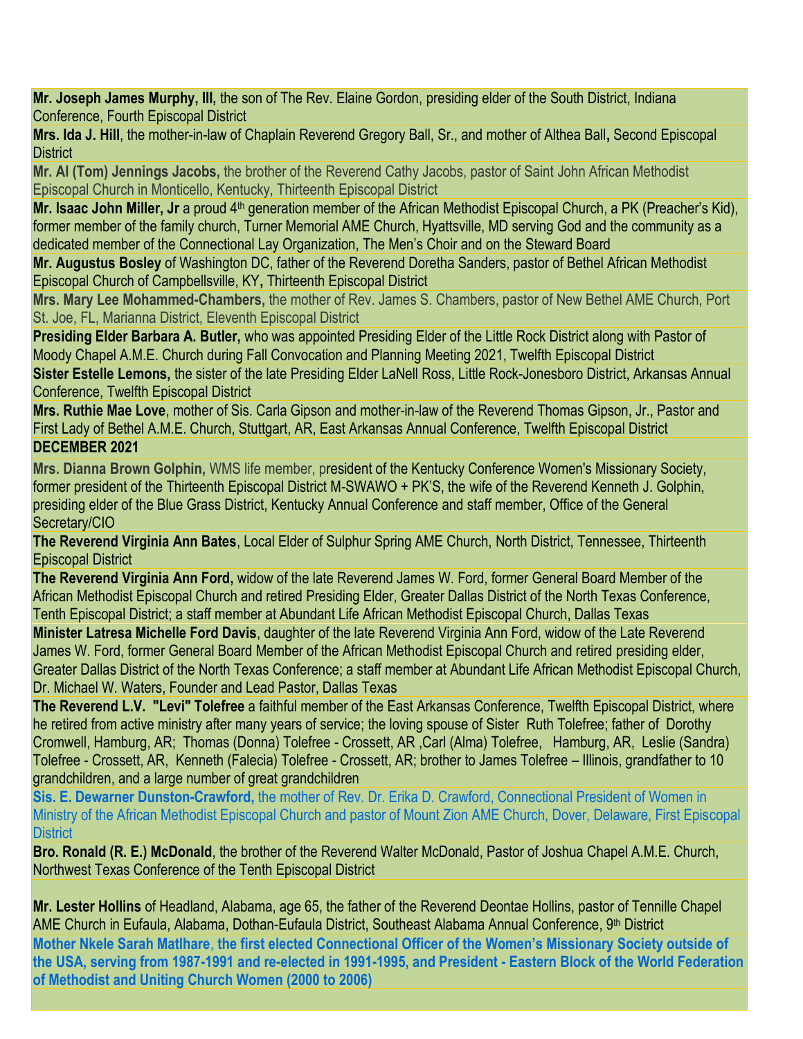**Mr. Joseph James Murphy, III,** the son of The Rev. Elaine Gordon, presiding elder of the South District, Indiana Conference, Fourth Episcopal District

**Mrs. Ida J. Hill**, the mother-in-law of Chaplain Reverend Gregory Ball, Sr., and mother of Althea Ball**,** Second Episcopal District

**Mr. Al (Tom) Jennings Jacobs,** the brother of the Reverend Cathy Jacobs, pastor of Saint John African Methodist Episcopal Church in Monticello, Kentucky, Thirteenth Episcopal District

**Mr. Isaac John Miller, Jr** a proud 4th generation member of the African Methodist Episcopal Church, a PK (Preacher's Kid), former member of the family church, Turner Memorial AME Church, Hyattsville, MD serving God and the community as a dedicated member of the Connectional Lay Organization, The Men's Choir and on the Steward Board

**Mr. Augustus Bosley** of Washington DC, father of the Reverend Doretha Sanders, pastor of Bethel African Methodist Episcopal Church of Campbellsville, KY**,** Thirteenth Episcopal District

**Mrs. Mary Lee Mohammed-Chambers,** the mother of Rev. James S. Chambers, pastor of New Bethel AME Church, Port St. Joe, FL, Marianna District, Eleventh Episcopal District

**Presiding Elder Barbara A. Butler,** who was appointed Presiding Elder of the Little Rock District along with Pastor of Moody Chapel A.M.E. Church during Fall Convocation and Planning Meeting 2021, Twelfth Episcopal District

**Sister Estelle Lemons,** the sister of the late Presiding Elder LaNell Ross, Little Rock-Jonesboro District, Arkansas Annual Conference, Twelfth Episcopal District

**Mrs. Ruthie Mae Love**, mother of Sis. Carla Gipson and mother-in-law of the Reverend Thomas Gipson, Jr., Pastor and First Lady of Bethel A.M.E. Church, Stuttgart, AR, East Arkansas Annual Conference, Twelfth Episcopal District

**DECEMBER 2021**

**Mrs. Dianna Brown Golphin,** WMS life member, president of the Kentucky Conference Women's Missionary Society, former president of the Thirteenth Episcopal District M-SWAWO + PK'S, the wife of the Reverend Kenneth J. Golphin, presiding elder of the Blue Grass District, Kentucky Annual Conference and staff member, Office of the General Secretary/CIO

**The Reverend Virginia Ann Bates**, Local Elder of Sulphur Spring AME Church, North District, Tennessee, Thirteenth Episcopal District

**The Reverend Virginia Ann Ford,** widow of the late Reverend James W. Ford, former General Board Member of the African Methodist Episcopal Church and retired Presiding Elder, Greater Dallas District of the North Texas Conference, Tenth Episcopal District; a staff member at Abundant Life African Methodist Episcopal Church, Dallas Texas

**Minister Latresa Michelle Ford Davis**, daughter of the late Reverend Virginia Ann Ford, widow of the Late Reverend James W. Ford, former General Board Member of the African Methodist Episcopal Church and retired presiding elder, Greater Dallas District of the North Texas Conference; a staff member at Abundant Life African Methodist Episcopal Church, Dr. Michael W. Waters, Founder and Lead Pastor, Dallas Texas

**The Reverend L.V. "Levi" Tolefree** a faithful member of the East Arkansas Conference, Twelfth Episcopal District, where he retired from active ministry after many years of service; the loving spouse of Sister Ruth Tolefree; father of Dorothy Cromwell, Hamburg, AR; Thomas (Donna) Tolefree - Crossett, AR ,Carl (Alma) Tolefree, Hamburg, AR, Leslie (Sandra) Tolefree - Crossett, AR, Kenneth (Falecia) Tolefree - Crossett, AR; brother to James Tolefree – Illinois, grandfather to 10 grandchildren, and a large number of great grandchildren

**Sis. E. Dewarner Dunston-Crawford,** the mother of Rev. Dr. Erika D. Crawford, Connectional President of Women in Ministry of the African Methodist Episcopal Church and pastor of Mount Zion AME Church, Dover, Delaware, First Episcopal District

**Bro. Ronald (R. E.) McDonald**, the brother of the Reverend Walter McDonald, Pastor of Joshua Chapel A.M.E. Church, Northwest Texas Conference of the Tenth Episcopal District

**Mr. Lester Hollins** of Headland, Alabama, age 65, the father of the Reverend Deontae Hollins, pastor of Tennille Chapel AME Church in Eufaula, Alabama, Dothan-Eufaula District, Southeast Alabama Annual Conference, 9th District

**Mother Nkele Sarah Matlhare, the first elected Connectional Officer of the Women's Missionary Society outside of the USA, serving from 1987-1991 and re-elected in 1991-1995, and President - Eastern Block of the World Federation of Methodist and Uniting Church Women (2000 to 2006)**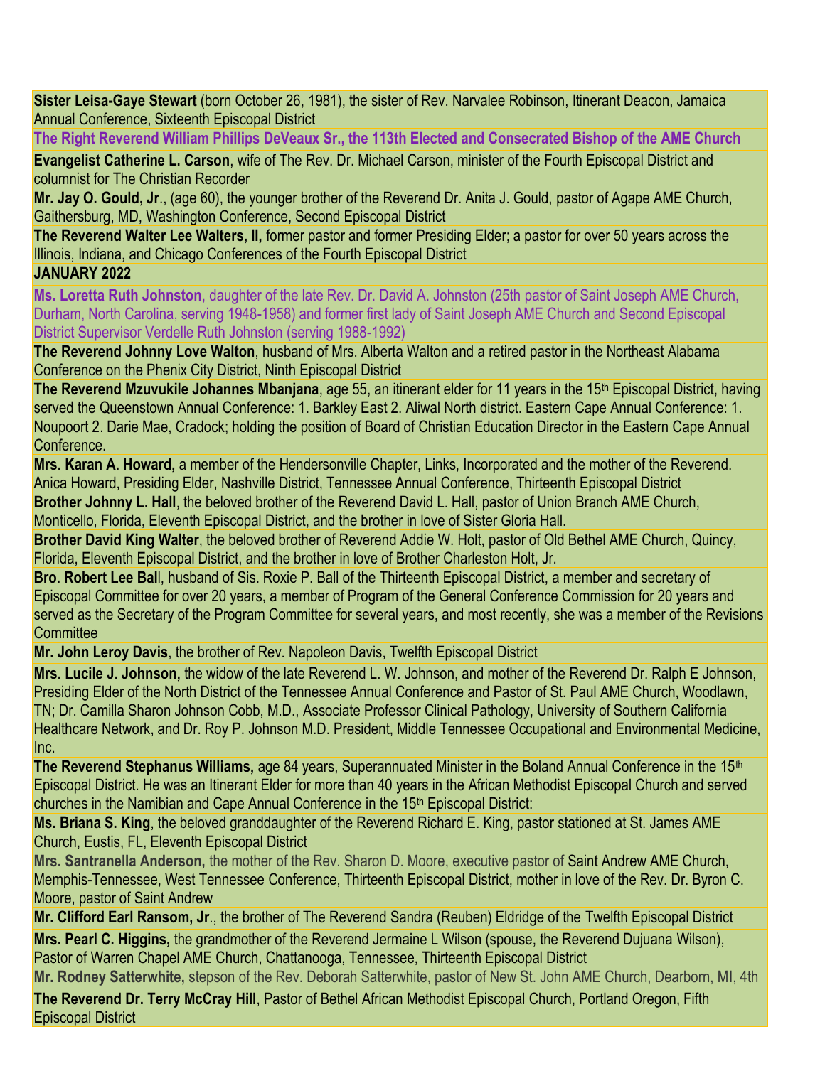**Sister Leisa-Gaye Stewart** (born October 26, 1981), the sister of Rev. Narvalee Robinson, Itinerant Deacon, Jamaica Annual Conference, Sixteenth Episcopal District

**The Right Reverend William Phillips DeVeaux Sr., the 113th Elected and Consecrated Bishop of the AME Church**

**Evangelist Catherine L. Carson**, wife of The Rev. Dr. Michael Carson, minister of the Fourth Episcopal District and columnist for The Christian Recorder

**Mr. Jay O. Gould, Jr**., (age 60), the younger brother of the Reverend Dr. Anita J. Gould, pastor of Agape AME Church, Gaithersburg, MD, Washington Conference, Second Episcopal District

**The Reverend Walter Lee Walters, II,** former pastor and former Presiding Elder; a pastor for over 50 years across the Illinois, Indiana, and Chicago Conferences of the Fourth Episcopal District

**JANUARY 2022**

**Ms. Loretta Ruth Johnston**, daughter of the late Rev. Dr. David A. Johnston (25th pastor of Saint Joseph AME Church, Durham, North Carolina, serving 1948-1958) and former first lady of Saint Joseph AME Church and Second Episcopal District Supervisor Verdelle Ruth Johnston (serving 1988-1992)

**The Reverend Johnny Love Walton**, husband of Mrs. Alberta Walton and a retired pastor in the Northeast Alabama Conference on the Phenix City District, Ninth Episcopal District

**The Reverend Mzuvukile Johannes Mbanjana**, age 55, an itinerant elder for 11 years in the 15th Episcopal District, having served the Queenstown Annual Conference: 1. Barkley East 2. Aliwal North district. Eastern Cape Annual Conference: 1. Noupoort 2. Darie Mae, Cradock; holding the position of Board of Christian Education Director in the Eastern Cape Annual Conference.

**Mrs. Karan A. Howard,** a member of the Hendersonville Chapter, Links, Incorporated and the mother of the Reverend. Anica Howard, Presiding Elder, Nashville District, Tennessee Annual Conference, Thirteenth Episcopal District

**Brother Johnny L. Hall**, the beloved brother of the Reverend David L. Hall, pastor of Union Branch AME Church, Monticello, Florida, Eleventh Episcopal District, and the brother in love of Sister Gloria Hall.

**Brother David King Walter**, the beloved brother of Reverend Addie W. Holt, pastor of Old Bethel AME Church, Quincy, Florida, Eleventh Episcopal District, and the brother in love of Brother Charleston Holt, Jr.

**Bro. Robert Lee Ball**, husband of Sis. Roxie P. Ball of the Thirteenth Episcopal District, a member and secretary of Episcopal Committee for over 20 years, a member of Program of the General Conference Commission for 20 years and served as the Secretary of the Program Committee for several years, and most recently, she was a member of the Revisions Committee

**Mr. John Leroy Davis**, the brother of Rev. Napoleon Davis, Twelfth Episcopal District

**Mrs. Lucile J. Johnson,** the widow of the late Reverend L. W. Johnson, and mother of the Reverend Dr. Ralph E Johnson, Presiding Elder of the North District of the Tennessee Annual Conference and Pastor of St. Paul AME Church, Woodlawn, TN; Dr. Camilla Sharon Johnson Cobb, M.D., Associate Professor Clinical Pathology, University of Southern California Healthcare Network, and Dr. Roy P. Johnson M.D. President, Middle Tennessee Occupational and Environmental Medicine, Inc.

**The Reverend Stephanus Williams,** age 84 years, Superannuated Minister in the Boland Annual Conference in the 15th Episcopal District. He was an Itinerant Elder for more than 40 years in the African Methodist Episcopal Church and served churches in the Namibian and Cape Annual Conference in the 15th Episcopal District:

**Ms. Briana S. King**, the beloved granddaughter of the Reverend Richard E. King, pastor stationed at St. James AME Church, Eustis, FL, Eleventh Episcopal District

**Mrs. Santranella Anderson,** the mother of the Rev. Sharon D. Moore, executive pastor of Saint Andrew AME Church, Memphis-Tennessee, West Tennessee Conference, Thirteenth Episcopal District, mother in love of the Rev. Dr. Byron C. Moore, pastor of Saint Andrew

**Mr. Clifford Earl Ransom, Jr**., the brother of The Reverend Sandra (Reuben) Eldridge of the Twelfth Episcopal District

**Mrs. Pearl C. Higgins,** the grandmother of the Reverend Jermaine L Wilson (spouse, the Reverend Dujuana Wilson), Pastor of Warren Chapel AME Church, Chattanooga, Tennessee, Thirteenth Episcopal District

**Mr. Rodney Satterwhite,** stepson of the Rev. Deborah Satterwhite, pastor of New St. John AME Church, Dearborn, MI, 4th

**The Reverend Dr. Terry McCray Hill**, Pastor of Bethel African Methodist Episcopal Church, Portland Oregon, Fifth Episcopal District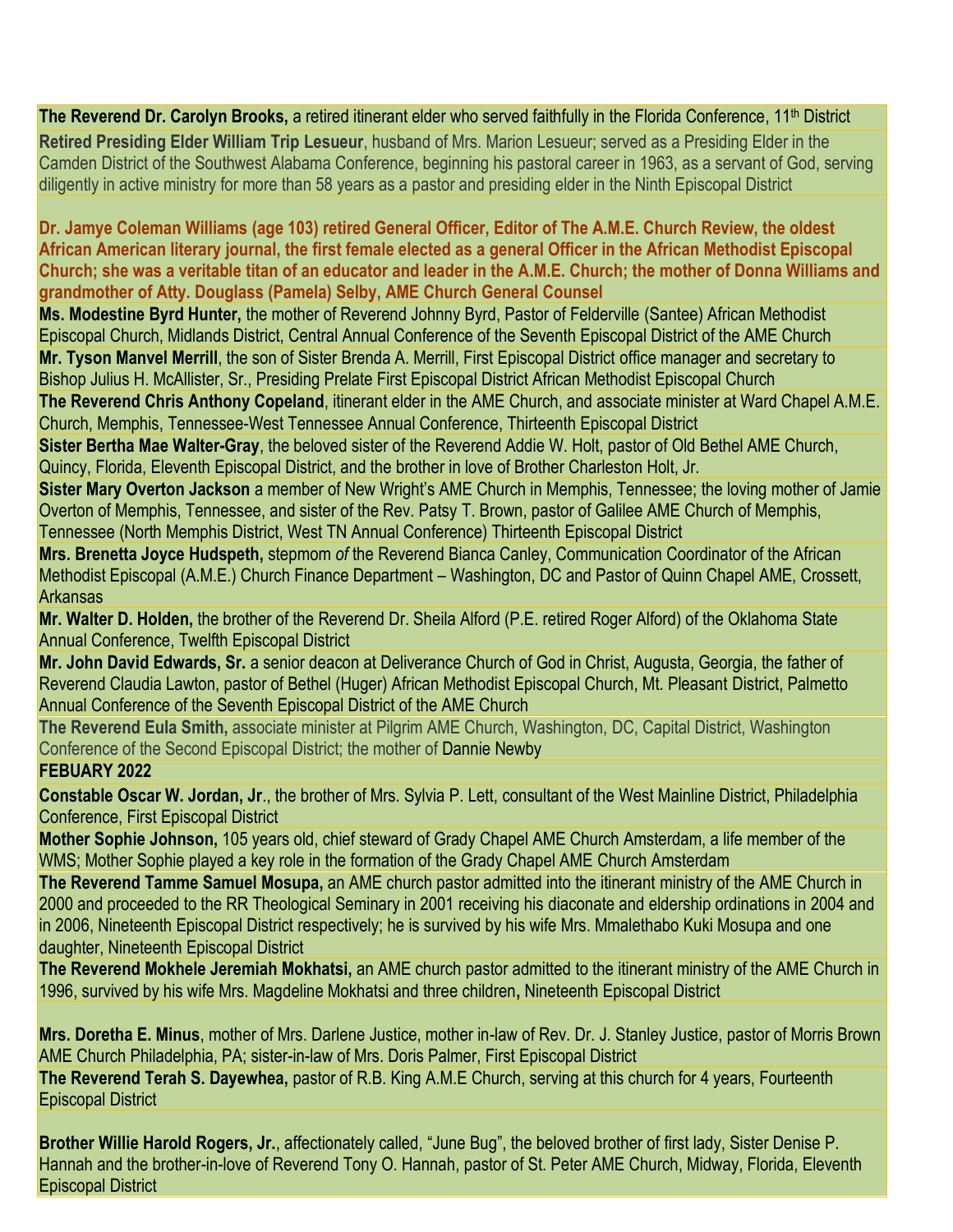**The Reverend Dr. Carolyn Brooks,** a retired itinerant elder who served faithfully in the Florida Conference, 11th District

**Retired Presiding Elder William Trip Lesueur**, husband of Mrs. Marion Lesueur; served as a Presiding Elder in the Camden District of the Southwest Alabama Conference, beginning his pastoral career in 1963, as a servant of God, serving diligently in active ministry for more than 58 years as a pastor and presiding elder in the Ninth Episcopal District

**Dr. Jamye Coleman Williams (age 103) retired General Officer, Editor of The A.M.E. Church Review, the oldest African American literary journal, the first female elected as a general Officer in the African Methodist Episcopal Church; she was a veritable titan of an educator and leader in the A.M.E. Church; the mother of Donna Williams and grandmother of Atty. Douglass (Pamela) Selby, AME Church General Counsel**

**Ms. Modestine Byrd Hunter,** the mother of Reverend Johnny Byrd, Pastor of Felderville (Santee) African Methodist Episcopal Church, Midlands District, Central Annual Conference of the Seventh Episcopal District of the AME Church

**Mr. Tyson Manvel Merrill**, the son of Sister Brenda A. Merrill, First Episcopal District office manager and secretary to Bishop Julius H. McAllister, Sr., Presiding Prelate First Episcopal District African Methodist Episcopal Church

**The Reverend Chris Anthony Copeland**, itinerant elder in the AME Church, and associate minister at Ward Chapel A.M.E. Church, Memphis, Tennessee-West Tennessee Annual Conference, Thirteenth Episcopal District

**Sister Bertha Mae Walter-Gray**, the beloved sister of the Reverend Addie W. Holt, pastor of Old Bethel AME Church, Quincy, Florida, Eleventh Episcopal District, and the brother in love of Brother Charleston Holt, Jr.

**Sister Mary Overton Jackson** a member of New Wright's AME Church in Memphis, Tennessee; the loving mother of Jamie Overton of Memphis, Tennessee, and sister of the Rev. Patsy T. Brown, pastor of Galilee AME Church of Memphis, Tennessee (North Memphis District, West TN Annual Conference) Thirteenth Episcopal District

**Mrs. Brenetta Joyce Hudspeth,** stepmom *of* the Reverend Bianca Canley, Communication Coordinator of the African Methodist Episcopal (A.M.E.) Church Finance Department – Washington, DC and Pastor of Quinn Chapel AME, Crossett, Arkansas

**Mr. Walter D. Holden,** the brother of the Reverend Dr. Sheila Alford (P.E. retired Roger Alford) of the Oklahoma State Annual Conference, Twelfth Episcopal District

**Mr. John David Edwards, Sr.** a senior deacon at Deliverance Church of God in Christ, Augusta, Georgia, the father of Reverend Claudia Lawton, pastor of Bethel (Huger) African Methodist Episcopal Church, Mt. Pleasant District, Palmetto Annual Conference of the Seventh Episcopal District of the AME Church

**The Reverend Eula Smith,** associate minister at Pilgrim AME Church, Washington, DC, Capital District, Washington Conference of the Second Episcopal District; the mother of Dannie Newby

**FEBUARY 2022**

**Constable Oscar W. Jordan, Jr**., the brother of Mrs. Sylvia P. Lett, consultant of the West Mainline District, Philadelphia Conference, First Episcopal District

**Mother Sophie Johnson,** 105 years old, chief steward of Grady Chapel AME Church Amsterdam, a life member of the WMS; Mother Sophie played a key role in the formation of the Grady Chapel AME Church Amsterdam

**The Reverend Tamme Samuel Mosupa,** an AME church pastor admitted into the itinerant ministry of the AME Church in 2000 and proceeded to the RR Theological Seminary in 2001 receiving his diaconate and eldership ordinations in 2004 and in 2006, Nineteenth Episcopal District respectively; he is survived by his wife Mrs. Mmalethabo Kuki Mosupa and one daughter, Nineteenth Episcopal District

**The Reverend Mokhele Jeremiah Mokhatsi,** an AME church pastor admitted to the itinerant ministry of the AME Church in 1996, survived by his wife Mrs. Magdeline Mokhatsi and three children**,** Nineteenth Episcopal District

**Mrs. Doretha E. Minus**, mother of Mrs. Darlene Justice, mother in-law of Rev. Dr. J. Stanley Justice, pastor of Morris Brown AME Church Philadelphia, PA; sister-in-law of Mrs. Doris Palmer, First Episcopal District

**The Reverend Terah S. Dayewhea,** pastor of R.B. King A.M.E Church, serving at this church for 4 years, Fourteenth Episcopal District

**Brother Willie Harold Rogers, Jr.**, affectionately called, "June Bug", the beloved brother of first lady, Sister Denise P. Hannah and the brother-in-love of Reverend Tony O. Hannah, pastor of St. Peter AME Church, Midway, Florida, Eleventh Episcopal District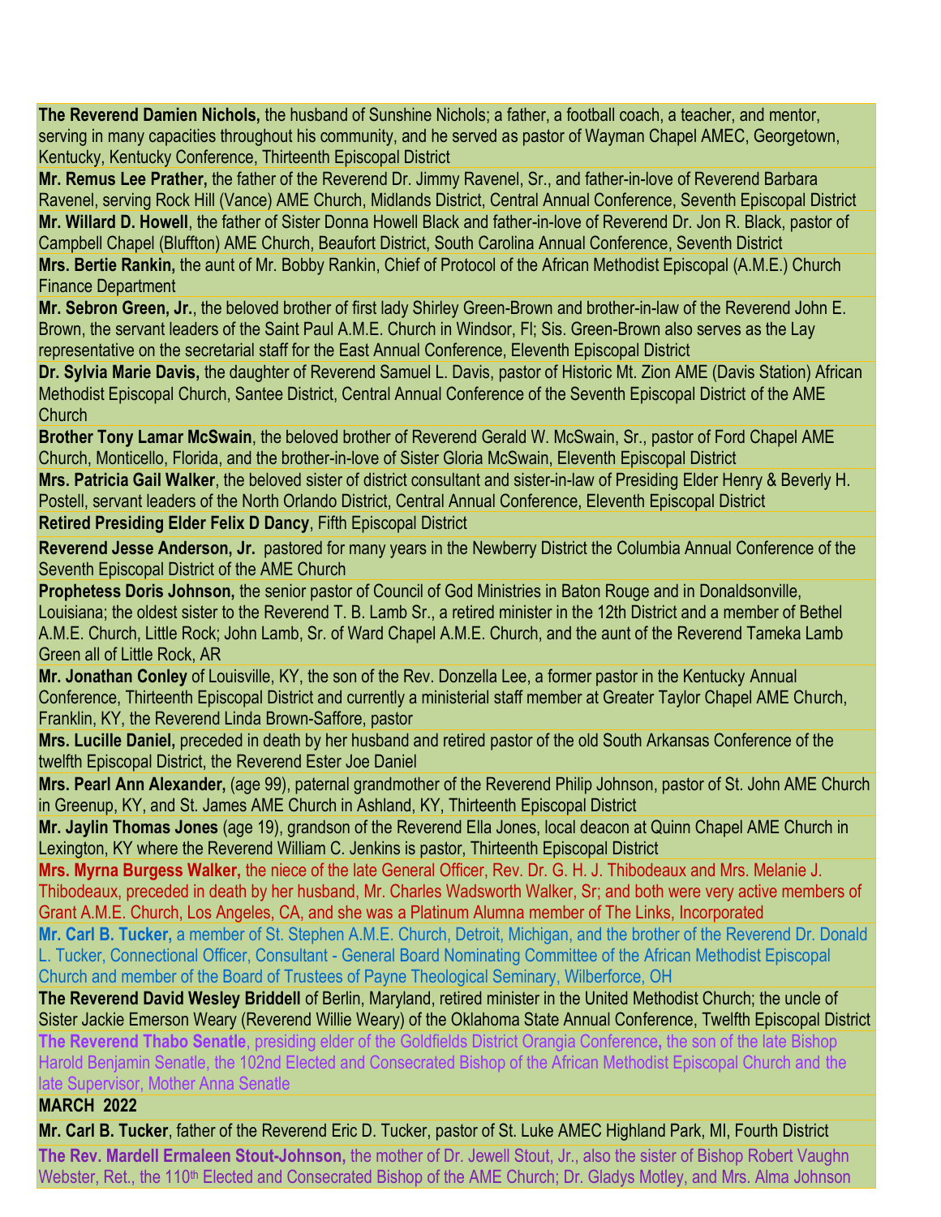**The Reverend Damien Nichols,** the husband of Sunshine Nichols; a father, a football coach, a teacher, and mentor, serving in many capacities throughout his community, and he served as pastor of Wayman Chapel AMEC, Georgetown, Kentucky, Kentucky Conference, Thirteenth Episcopal District

**Mr. Remus Lee Prather,** the father of the Reverend Dr. Jimmy Ravenel, Sr., and father-in-love of Reverend Barbara Ravenel, serving Rock Hill (Vance) AME Church, Midlands District, Central Annual Conference, Seventh Episcopal District

**Mr. Willard D. Howell**, the father of Sister Donna Howell Black and father-in-love of Reverend Dr. Jon R. Black, pastor of Campbell Chapel (Bluffton) AME Church, Beaufort District, South Carolina Annual Conference, Seventh District

**Mrs. Bertie Rankin,** the aunt of Mr. Bobby Rankin, Chief of Protocol of the African Methodist Episcopal (A.M.E.) Church Finance Department

**Mr. Sebron Green, Jr.**, the beloved brother of first lady Shirley Green-Brown and brother-in-law of the Reverend John E. Brown, the servant leaders of the Saint Paul A.M.E. Church in Windsor, Fl; Sis. Green-Brown also serves as the Lay representative on the secretarial staff for the East Annual Conference, Eleventh Episcopal District

**Dr. Sylvia Marie Davis,** the daughter of Reverend Samuel L. Davis, pastor of Historic Mt. Zion AME (Davis Station) African Methodist Episcopal Church, Santee District, Central Annual Conference of the Seventh Episcopal District of the AME Church

**Brother Tony Lamar McSwain**, the beloved brother of Reverend Gerald W. McSwain, Sr., pastor of Ford Chapel AME Church, Monticello, Florida, and the brother-in-love of Sister Gloria McSwain, Eleventh Episcopal District

**Mrs. Patricia Gail Walker**, the beloved sister of district consultant and sister-in-law of Presiding Elder Henry & Beverly H. Postell, servant leaders of the North Orlando District, Central Annual Conference, Eleventh Episcopal District

**Retired Presiding Elder Felix D Dancy**, Fifth Episcopal District

**Reverend Jesse Anderson, Jr.** pastored for many years in the Newberry District the Columbia Annual Conference of the Seventh Episcopal District of the AME Church

**Prophetess Doris Johnson,** the senior pastor of Council of God Ministries in Baton Rouge and in Donaldsonville, Louisiana; the oldest sister to the Reverend T. B. Lamb Sr., a retired minister in the 12th District and a member of Bethel A.M.E. Church, Little Rock; John Lamb, Sr. of Ward Chapel A.M.E. Church, and the aunt of the Reverend Tameka Lamb Green all of Little Rock, AR

**Mr. Jonathan Conley** of Louisville, KY, the son of the Rev. Donzella Lee, a former pastor in the Kentucky Annual Conference, Thirteenth Episcopal District and currently a ministerial staff member at Greater Taylor Chapel AME Church, Franklin, KY, the Reverend Linda Brown-Saffore, pastor

**Mrs. Lucille Daniel,** preceded in death by her husband and retired pastor of the old South Arkansas Conference of the twelfth Episcopal District, the Reverend Ester Joe Daniel

**Mrs. Pearl Ann Alexander,** (age 99), paternal grandmother of the Reverend Philip Johnson, pastor of St. John AME Church in Greenup, KY, and St. James AME Church in Ashland, KY, Thirteenth Episcopal District

**Mr. Jaylin Thomas Jones** (age 19), grandson of the Reverend Ella Jones, local deacon at Quinn Chapel AME Church in Lexington, KY where the Reverend William C. Jenkins is pastor, Thirteenth Episcopal District

**Mrs. Myrna Burgess Walker,** the niece of the late General Officer, Rev. Dr. G. H. J. Thibodeaux and Mrs. Melanie J. Thibodeaux, preceded in death by her husband, Mr. Charles Wadsworth Walker, Sr; and both were very active members of Grant A.M.E. Church, Los Angeles, CA, and she was a Platinum Alumna member of The Links, Incorporated

**Mr. Carl B. Tucker,** a member of St. Stephen A.M.E. Church, Detroit, Michigan, and the brother of the Reverend Dr. Donald L. Tucker, Connectional Officer, Consultant - General Board Nominating Committee of the African Methodist Episcopal Church and member of the Board of Trustees of Payne Theological Seminary, Wilberforce, OH

**The Reverend David Wesley Briddell** of Berlin, Maryland, retired minister in the United Methodist Church; the uncle of Sister Jackie Emerson Weary (Reverend Willie Weary) of the Oklahoma State Annual Conference, Twelfth Episcopal District

**The Reverend Thabo Senatle**, presiding elder of the Goldfields District Orangia Conference**,** the son of the late Bishop Harold Benjamin Senatle, the 102nd Elected and Consecrated Bishop of the African Methodist Episcopal Church and the late Supervisor, Mother Anna Senatle

**MARCH 2022**

**Mr. Carl B. Tucker**, father of the Reverend Eric D. Tucker, pastor of St. Luke AMEC Highland Park, MI, Fourth District

**The Rev. Mardell Ermaleen Stout-Johnson,** the mother of Dr. Jewell Stout, Jr., also the sister of Bishop Robert Vaughn Webster, Ret., the 110th Elected and Consecrated Bishop of the AME Church; Dr. Gladys Motley, and Mrs. Alma Johnson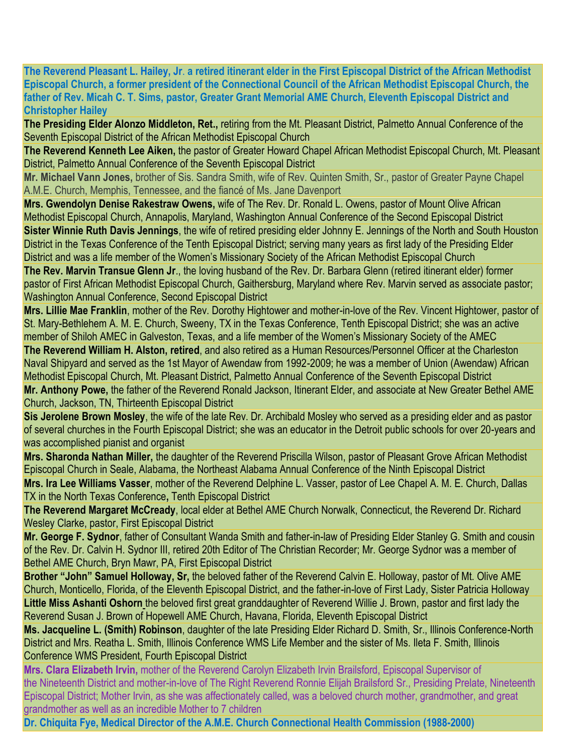**The Reverend Pleasant L. Hailey, Jr. a retired itinerant elder in the First Episcopal District of the African Methodist Episcopal Church, a former president of the Connectional Council of the African Methodist Episcopal Church, the father of Rev. Micah C. T. Sims, pastor, Greater Grant Memorial AME Church, Eleventh Episcopal District and Christopher Hailey**

**The Presiding Elder Alonzo Middleton, Ret.,** retiring from the Mt. Pleasant District, Palmetto Annual Conference of the Seventh Episcopal District of the African Methodist Episcopal Church

**The Reverend Kenneth Lee Aiken,** the pastor of Greater Howard Chapel African Methodist Episcopal Church, Mt. Pleasant District, Palmetto Annual Conference of the Seventh Episcopal District

**Mr. Michael Vann Jones,** brother of Sis. Sandra Smith, wife of Rev. Quinten Smith, Sr., pastor of Greater Payne Chapel A.M.E. Church, Memphis, Tennessee, and the fiancé of Ms. Jane Davenport

**Mrs. Gwendolyn Denise Rakestraw Owens,** wife of The Rev. Dr. Ronald L. Owens, pastor of Mount Olive African Methodist Episcopal Church, Annapolis, Maryland, Washington Annual Conference of the Second Episcopal District

**Sister Winnie Ruth Davis Jennings**, the wife of retired presiding elder Johnny E. Jennings of the North and South Houston District in the Texas Conference of the Tenth Episcopal District; serving many years as first lady of the Presiding Elder District and was a life member of the Women's Missionary Society of the African Methodist Episcopal Church

**The Rev. Marvin Transue Glenn Jr**., the loving husband of the Rev. Dr. Barbara Glenn (retired itinerant elder) former pastor of First African Methodist Episcopal Church, Gaithersburg, Maryland where Rev. Marvin served as associate pastor; Washington Annual Conference, Second Episcopal District

**Mrs. Lillie Mae Franklin**, mother of the Rev. Dorothy Hightower and mother-in-love of the Rev. Vincent Hightower, pastor of St. Mary-Bethlehem A. M. E. Church, Sweeny, TX in the Texas Conference, Tenth Episcopal District; she was an active member of Shiloh AMEC in Galveston, Texas, and a life member of the Women's Missionary Society of the AMEC

**The Reverend William H. Alston, retired**, and also retired as a Human Resources/Personnel Officer at the Charleston Naval Shipyard and served as the 1st Mayor of Awendaw from 1992-2009; he was a member of Union (Awendaw) African Methodist Episcopal Church, Mt. Pleasant District, Palmetto Annual Conference of the Seventh Episcopal District

**Mr. Anthony Powe,** the father of the Reverend Ronald Jackson, Itinerant Elder, and associate at New Greater Bethel AME Church, Jackson, TN, Thirteenth Episcopal District

**Sis Jerolene Brown Mosley**, the wife of the late Rev. Dr. Archibald Mosley who served as a presiding elder and as pastor of several churches in the Fourth Episcopal District; she was an educator in the Detroit public schools for over 20-years and was accomplished pianist and organist

**Mrs. Sharonda Nathan Miller,** the daughter of the Reverend Priscilla Wilson, pastor of Pleasant Grove African Methodist Episcopal Church in Seale, Alabama, the Northeast Alabama Annual Conference of the Ninth Episcopal District

**Mrs. Ira Lee Williams Vasser**, mother of the Reverend Delphine L. Vasser, pastor of Lee Chapel A. M. E. Church, Dallas TX in the North Texas Conference**,** Tenth Episcopal District

**The Reverend Margaret McCready**, local elder at Bethel AME Church Norwalk, Connecticut, the Reverend Dr. Richard Wesley Clarke, pastor, First Episcopal District

**Mr. George F. Sydnor**, father of Consultant Wanda Smith and father-in-law of Presiding Elder Stanley G. Smith and cousin of the Rev. Dr. Calvin H. Sydnor III, retired 20th Editor of The Christian Recorder; Mr. George Sydnor was a member of Bethel AME Church, Bryn Mawr, PA, First Episcopal District

**Brother "John" Samuel Holloway, Sr,** the beloved father of the Reverend Calvin E. Holloway, pastor of Mt. Olive AME Church, Monticello, Florida, of the Eleventh Episcopal District, and the father-in-love of First Lady, Sister Patricia Holloway

**Little Miss Ashanti Oshorn** the beloved first great granddaughter of Reverend Willie J. Brown, pastor and first lady the Reverend Susan J. Brown of Hopewell AME Church, Havana, Florida, Eleventh Episcopal District

**Ms. Jacqueline L. (Smith) Robinson**, daughter of the late Presiding Elder Richard D. Smith, Sr., Illinois Conference-North District and Mrs. Reatha L. Smith, Illinois Conference WMS Life Member and the sister of Ms. Ileta F. Smith, Illinois Conference WMS President, Fourth Episcopal District

**Mrs. Clara Elizabeth Irvin,** mother of the Reverend Carolyn Elizabeth Irvin Brailsford, Episcopal Supervisor of the Nineteenth District and mother-in-love of The Right Reverend Ronnie Elijah Brailsford Sr., Presiding Prelate, Nineteenth Episcopal District; Mother Irvin, as she was affectionately called, was a beloved church mother, grandmother, and great grandmother as well as an incredible Mother to 7 children

**Dr. Chiquita Fye, Medical Director of the A.M.E. Church Connectional Health Commission (1988-2000)**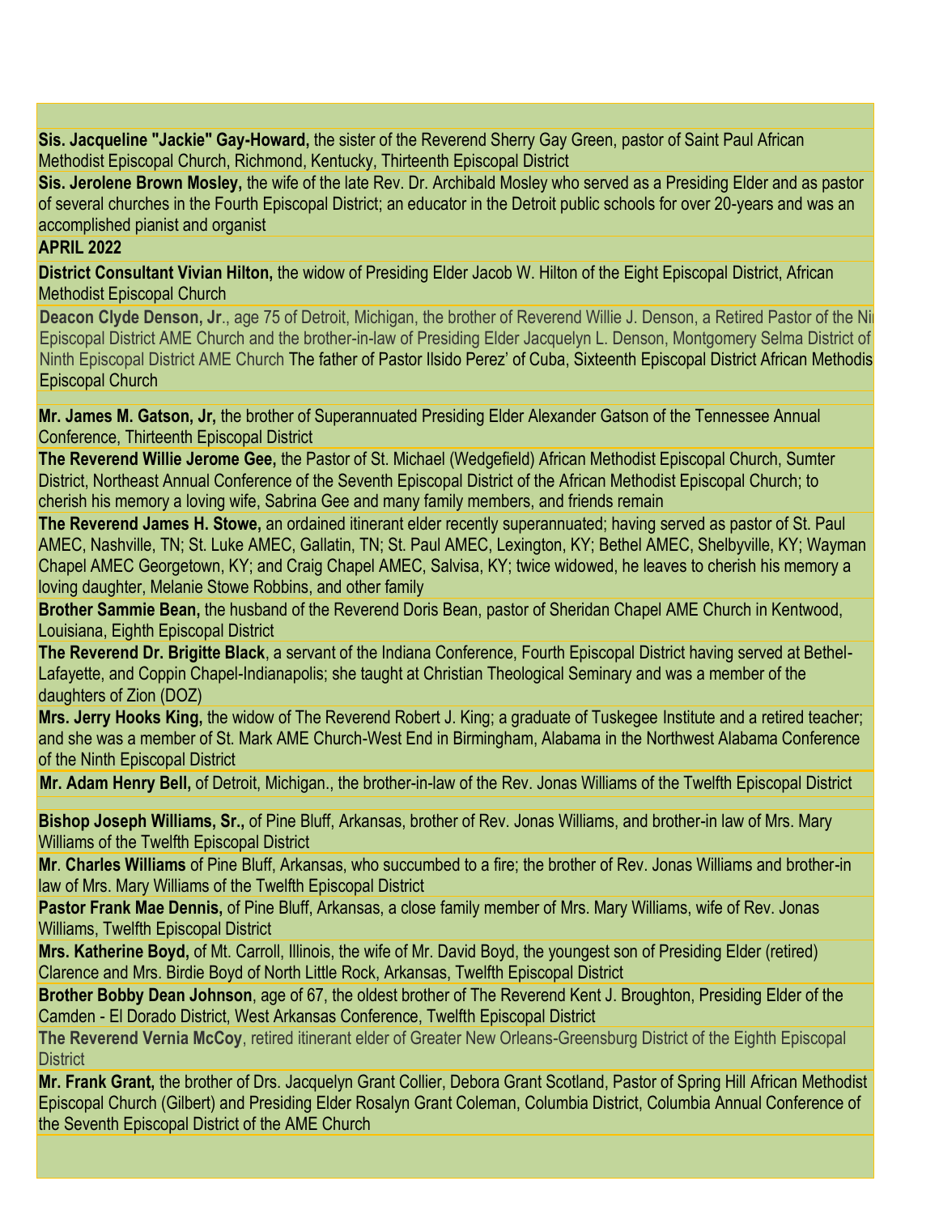**Sis. Jacqueline "Jackie" Gay-Howard,** the sister of the Reverend Sherry Gay Green, pastor of Saint Paul African Methodist Episcopal Church, Richmond, Kentucky, Thirteenth Episcopal District

**Sis. Jerolene Brown Mosley,** the wife of the late Rev. Dr. Archibald Mosley who served as a Presiding Elder and as pastor of several churches in the Fourth Episcopal District; an educator in the Detroit public schools for over 20-years and was an accomplished pianist and organist

**APRIL 2022**

**District Consultant Vivian Hilton,** the widow of Presiding Elder Jacob W. Hilton of the Eight Episcopal District, African Methodist Episcopal Church

**Deacon Clyde Denson, Jr**., age 75 of Detroit, Michigan, the brother of Reverend Willie J. Denson, a Retired Pastor of the Ni Episcopal District AME Church and the brother-in-law of Presiding Elder Jacquelyn L. Denson, Montgomery Selma District of Ninth Episcopal District AME Church The father of Pastor Ilsido Perez' of Cuba, Sixteenth Episcopal District African Methodis Episcopal Church

**Mr. James M. Gatson, Jr,** the brother of Superannuated Presiding Elder Alexander Gatson of the Tennessee Annual Conference, Thirteenth Episcopal District

**The Reverend Willie Jerome Gee,** the Pastor of St. Michael (Wedgefield) African Methodist Episcopal Church, Sumter District, Northeast Annual Conference of the Seventh Episcopal District of the African Methodist Episcopal Church; to cherish his memory a loving wife, Sabrina Gee and many family members, and friends remain

**The Reverend James H. Stowe,** an ordained itinerant elder recently superannuated; having served as pastor of St. Paul AMEC, Nashville, TN; St. Luke AMEC, Gallatin, TN; St. Paul AMEC, Lexington, KY; Bethel AMEC, Shelbyville, KY; Wayman Chapel AMEC Georgetown, KY; and Craig Chapel AMEC, Salvisa, KY; twice widowed, he leaves to cherish his memory a loving daughter, Melanie Stowe Robbins, and other family

**Brother Sammie Bean,** the husband of the Reverend Doris Bean, pastor of Sheridan Chapel AME Church in Kentwood, Louisiana, Eighth Episcopal District

**The Reverend Dr. Brigitte Black**, a servant of the Indiana Conference, Fourth Episcopal District having served at Bethel-Lafayette, and Coppin Chapel-Indianapolis; she taught at Christian Theological Seminary and was a member of the daughters of Zion (DOZ)

**Mrs. Jerry Hooks King,** the widow of The Reverend Robert J. King; a graduate of Tuskegee Institute and a retired teacher; and she was a member of St. Mark AME Church-West End in Birmingham, Alabama in the Northwest Alabama Conference of the Ninth Episcopal District

**Mr. Adam Henry Bell,** of Detroit, Michigan., the brother-in-law of the Rev. Jonas Williams of the Twelfth Episcopal District

**Bishop Joseph Williams, Sr.,** of Pine Bluff, Arkansas, brother of Rev. Jonas Williams, and brother-in law of Mrs. Mary Williams of the Twelfth Episcopal District

**Mr**. **Charles Williams** of Pine Bluff, Arkansas, who succumbed to a fire; the brother of Rev. Jonas Williams and brother-in law of Mrs. Mary Williams of the Twelfth Episcopal District

**Pastor Frank Mae Dennis,** of Pine Bluff, Arkansas, a close family member of Mrs. Mary Williams, wife of Rev. Jonas Williams, Twelfth Episcopal District

**Mrs. Katherine Boyd,** of Mt. Carroll, Illinois, the wife of Mr. David Boyd, the youngest son of Presiding Elder (retired) Clarence and Mrs. Birdie Boyd of North Little Rock, Arkansas, Twelfth Episcopal District

**Brother Bobby Dean Johnson**, age of 67, the oldest brother of The Reverend Kent J. Broughton, Presiding Elder of the Camden - El Dorado District, West Arkansas Conference, Twelfth Episcopal District

**The Reverend Vernia McCoy**, retired itinerant elder of Greater New Orleans-Greensburg District of the Eighth Episcopal District

**Mr. Frank Grant,** the brother of Drs. Jacquelyn Grant Collier, Debora Grant Scotland, Pastor of Spring Hill African Methodist Episcopal Church (Gilbert) and Presiding Elder Rosalyn Grant Coleman, Columbia District, Columbia Annual Conference of the Seventh Episcopal District of the AME Church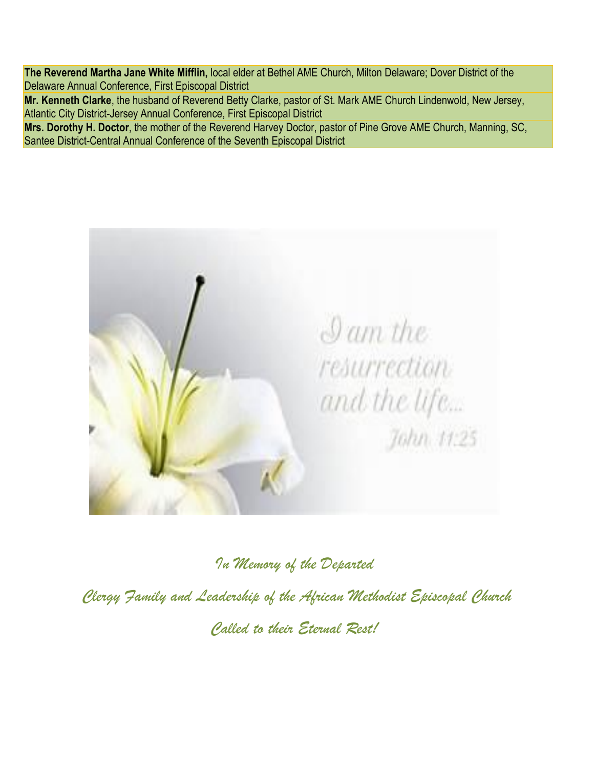**The Reverend Martha Jane White Mifflin,** local elder at Bethel AME Church, Milton Delaware; Dover District of the Delaware Annual Conference, First Episcopal District

**Mr. Kenneth Clarke**, the husband of Reverend Betty Clarke, pastor of St. Mark AME Church Lindenwold, New Jersey, Atlantic City District-Jersey Annual Conference, First Episcopal District

**Mrs. Dorothy H. Doctor**, the mother of the Reverend Harvey Doctor, pastor of Pine Grove AME Church, Manning, SC, Santee District-Central Annual Conference of the Seventh Episcopal District

I am the resurrection and the life...
John 11:25

*In Memory of the Departed*

*Clergy Family and Leadership of the African Methodist Episcopal Church*

*Called to their Eternal Rest!*